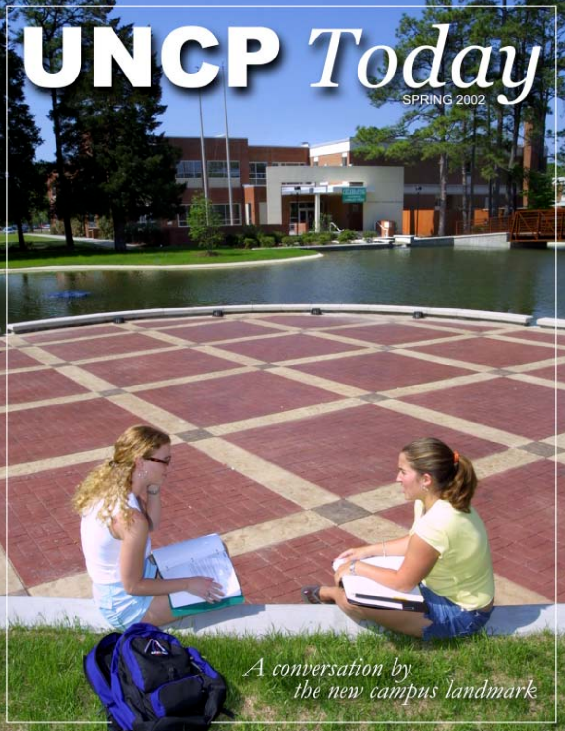# UNCP *Today*

SPRING 2002

*A conversation by the new campus landmark*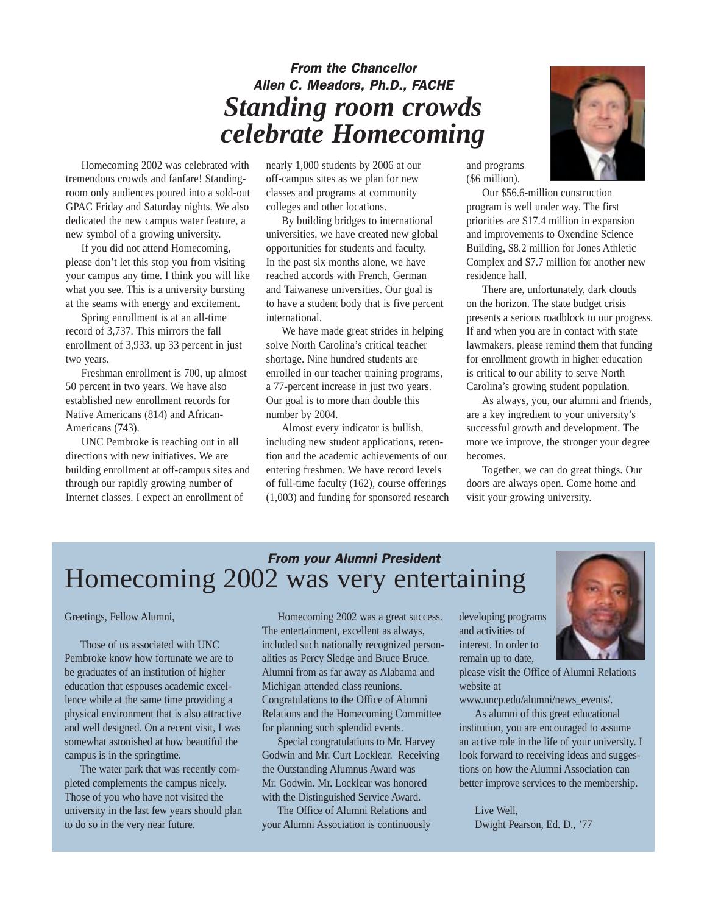### *From the Chancellor*
### *Allen C. Meadors, Ph.D., FACHE*

# *Standing room crowds celebrate Homecoming*

Homecoming 2002 was celebrated with tremendous crowds and fanfare! Standing-room only audiences poured into a sold-out GPAC Friday and Saturday nights. We also dedicated the new campus water feature, a new symbol of a growing university.

If you did not attend Homecoming, please don't let this stop you from visiting your campus any time. I think you will like what you see. This is a university bursting at the seams with energy and excitement.

Spring enrollment is at an all-time record of 3,737. This mirrors the fall enrollment of 3,933, up 33 percent in just two years.

Freshman enrollment is 700, up almost 50 percent in two years. We have also established new enrollment records for Native Americans (814) and African-Americans (743).

UNC Pembroke is reaching out in all directions with new initiatives. We are building enrollment at off-campus sites and through our rapidly growing number of Internet classes. I expect an enrollment of nearly 1,000 students by 2006 at our off-campus sites as we plan for new classes and programs at community colleges and other locations.

By building bridges to international universities, we have created new global opportunities for students and faculty. In the past six months alone, we have reached accords with French, German and Taiwanese universities. Our goal is to have a student body that is five percent international.

We have made great strides in helping solve North Carolina's critical teacher shortage. Nine hundred students are enrolled in our teacher training programs, a 77-percent increase in just two years. Our goal is to more than double this number by 2004.

Almost every indicator is bullish, including new student applications, retention and the academic achievements of our entering freshmen. We have record levels of full-time faculty (162), course offerings (1,003) and funding for sponsored research and programs ($6 million).

Our $56.6-million construction program is well under way. The first priorities are $17.4 million in expansion and improvements to Oxendine Science Building, $8.2 million for Jones Athletic Complex and $7.7 million for another new residence hall.

There are, unfortunately, dark clouds on the horizon. The state budget crisis presents a serious roadblock to our progress. If and when you are in contact with state lawmakers, please remind them that funding for enrollment growth in higher education is critical to our ability to serve North Carolina's growing student population.

As always, you, our alumni and friends, are a key ingredient to your university's successful growth and development. The more we improve, the stronger your degree becomes.

Together, we can do great things. Our doors are always open. Come home and visit your growing university.

### *From your Alumni President*

# Homecoming 2002 was very entertaining

Greetings, Fellow Alumni,

Those of us associated with UNC Pembroke know how fortunate we are to be graduates of an institution of higher education that espouses academic excellence while at the same time providing a physical environment that is also attractive and well designed. On a recent visit, I was somewhat astonished at how beautiful the campus is in the springtime.

The water park that was recently completed complements the campus nicely. Those of you who have not visited the university in the last few years should plan to do so in the very near future.

Homecoming 2002 was a great success. The entertainment, excellent as always, included such nationally recognized personalities as Percy Sledge and Bruce Bruce. Alumni from as far away as Alabama and Michigan attended class reunions. Congratulations to the Office of Alumni Relations and the Homecoming Committee for planning such splendid events.

Special congratulations to Mr. Harvey Godwin and Mr. Curt Locklear. Receiving the Outstanding Alumnus Award was Mr. Godwin. Mr. Locklear was honored with the Distinguished Service Award.

The Office of Alumni Relations and your Alumni Association is continuously developing programs and activities of interest. In order to remain up to date, please visit the Office of Alumni Relations website at www.uncp.edu/alumni/news_events/.

As alumni of this great educational institution, you are encouraged to assume an active role in the life of your university. I look forward to receiving ideas and suggestions on how the Alumni Association can better improve services to the membership.

Live Well,
Dwight Pearson, Ed. D., '77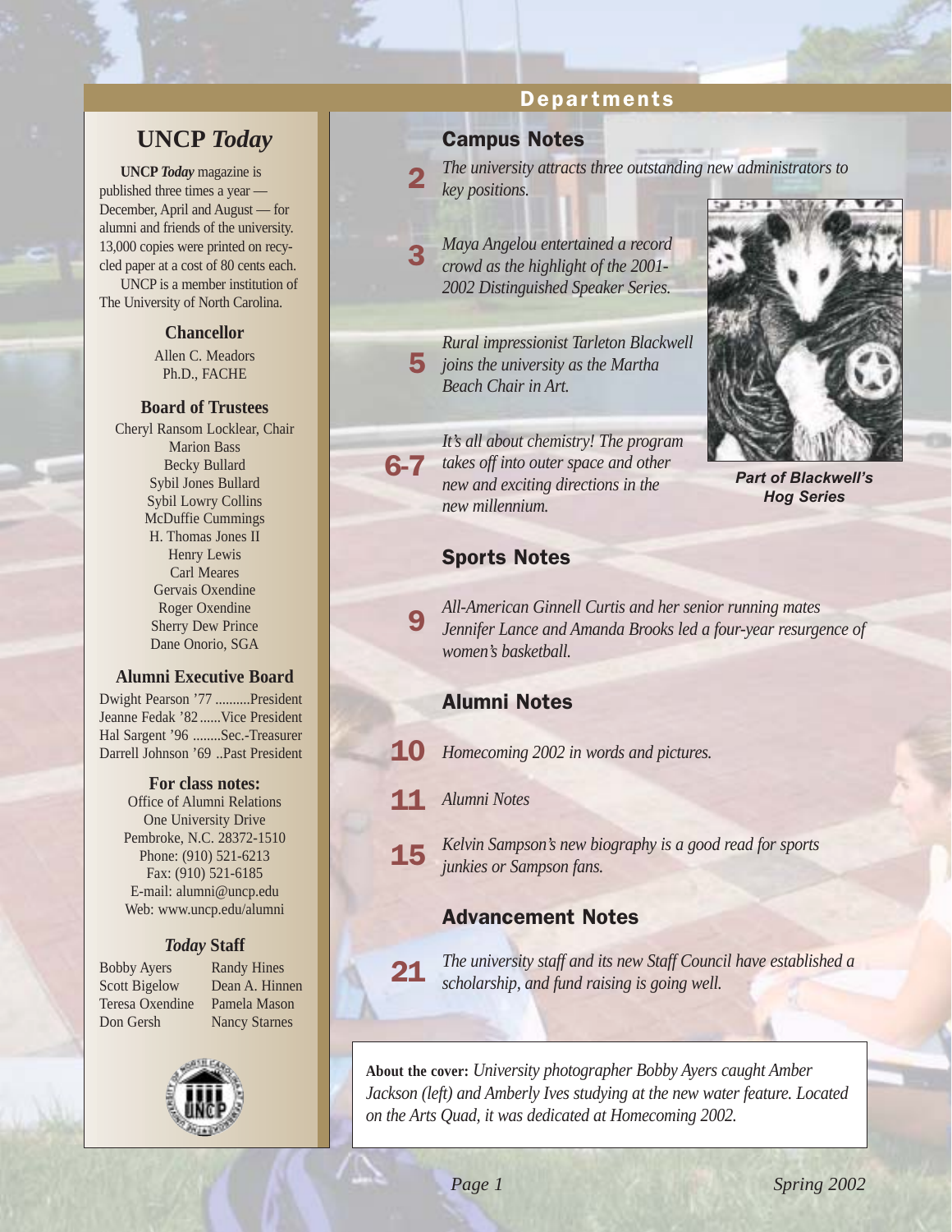# UNCP *Today*

**UNCP *Today*** magazine is published three times a year — December, April and August — for alumni and friends of the university. 13,000 copies were printed on recycled paper at a cost of 80 cents each.

UNCP is a member institution of The University of North Carolina.

**Chancellor**

Allen C. Meadors
Ph.D., FACHE

**Board of Trustees**

Cheryl Ransom Locklear, Chair
Marion Bass
Becky Bullard
Sybil Jones Bullard
Sybil Lowry Collins
McDuffie Cummings
H. Thomas Jones II
Henry Lewis
Carl Meares
Gervais Oxendine
Roger Oxendine
Sherry Dew Prince
Dane Onorio, SGA

**Alumni Executive Board**

Dwight Pearson '77 ..........President
Jeanne Fedak '82......Vice President
Hal Sargent '96 ........Sec.-Treasurer
Darrell Johnson '69 ..Past President

**For class notes:**

Office of Alumni Relations
One University Drive
Pembroke, N.C. 28372-1510
Phone: (910) 521-6213
Fax: (910) 521-6185
E-mail: alumni@uncp.edu
Web: www.uncp.edu/alumni

***Today* Staff**

Bobby Ayers
Scott Bigelow
Teresa Oxendine
Don Gersh
Randy Hines
Dean A. Hinnen
Pamela Mason
Nancy Starnes

# Departments

## Campus Notes

**2** *The university attracts three outstanding new administrators to key positions.*

**3** *Maya Angelou entertained a record crowd as the highlight of the 2001-2002 Distinguished Speaker Series.*

**5** *Rural impressionist Tarleton Blackwell joins the university as the Martha Beach Chair in Art.*

**6-7** *It's all about chemistry! The program takes off into outer space and other new and exciting directions in the new millennium.*

***Part of Blackwell's Hog Series***

## Sports Notes

**9** *All-American Ginnell Curtis and her senior running mates Jennifer Lance and Amanda Brooks led a four-year resurgence of women's basketball.*

## Alumni Notes

**10** *Homecoming 2002 in words and pictures.*

**11** *Alumni Notes*

**15** *Kelvin Sampson's new biography is a good read for sports junkies or Sampson fans.*

## Advancement Notes

**21** *The university staff and its new Staff Council have established a scholarship, and fund raising is going well.*

**About the cover:** *University photographer Bobby Ayers caught Amber Jackson (left) and Amberly Ives studying at the new water feature. Located on the Arts Quad, it was dedicated at Homecoming 2002.*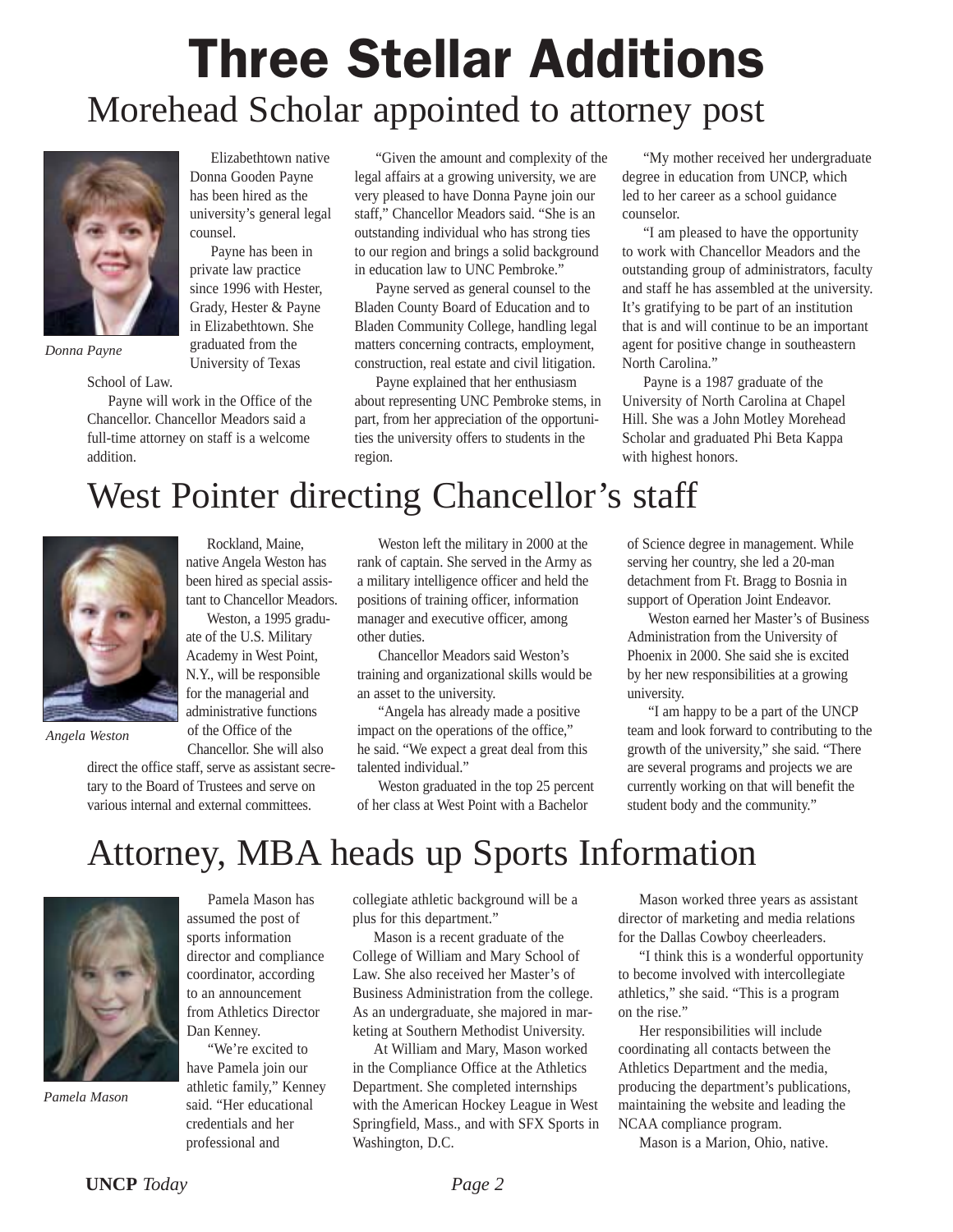# Three Stellar Additions

## Morehead Scholar appointed to attorney post

*Donna Payne*

Elizabethtown native Donna Gooden Payne has been hired as the university's general legal counsel.

Payne has been in private law practice since 1996 with Hester, Grady, Hester & Payne in Elizabethtown. She graduated from the University of Texas School of Law.

Payne will work in the Office of the Chancellor. Chancellor Meadors said a full-time attorney on staff is a welcome addition.

"Given the amount and complexity of the legal affairs at a growing university, we are very pleased to have Donna Payne join our staff," Chancellor Meadors said. "She is an outstanding individual who has strong ties to our region and brings a solid background in education law to UNC Pembroke."

Payne served as general counsel to the Bladen County Board of Education and to Bladen Community College, handling legal matters concerning contracts, employment, construction, real estate and civil litigation.

Payne explained that her enthusiasm about representing UNC Pembroke stems, in part, from her appreciation of the opportunities the university offers to students in the region.

"My mother received her undergraduate degree in education from UNCP, which led to her career as a school guidance counselor.

"I am pleased to have the opportunity to work with Chancellor Meadors and the outstanding group of administrators, faculty and staff he has assembled at the university. It's gratifying to be part of an institution that is and will continue to be an important agent for positive change in southeastern North Carolina."

Payne is a 1987 graduate of the University of North Carolina at Chapel Hill. She was a John Motley Morehead Scholar and graduated Phi Beta Kappa with highest honors.

## West Pointer directing Chancellor's staff

*Angela Weston*

Rockland, Maine, native Angela Weston has been hired as special assistant to Chancellor Meadors.

Weston, a 1995 graduate of the U.S. Military Academy in West Point, N.Y., will be responsible for the managerial and administrative functions of the Office of the Chancellor. She will also direct the office staff, serve as assistant secretary to the Board of Trustees and serve on various internal and external committees.

Weston left the military in 2000 at the rank of captain. She served in the Army as a military intelligence officer and held the positions of training officer, information manager and executive officer, among other duties.

Chancellor Meadors said Weston's training and organizational skills would be an asset to the university.

"Angela has already made a positive impact on the operations of the office," he said. "We expect a great deal from this talented individual."

Weston graduated in the top 25 percent of her class at West Point with a Bachelor of Science degree in management. While serving her country, she led a 20-man detachment from Ft. Bragg to Bosnia in support of Operation Joint Endeavor.

Weston earned her Master's of Business Administration from the University of Phoenix in 2000. She said she is excited by her new responsibilities at a growing university.

"I am happy to be a part of the UNCP team and look forward to contributing to the growth of the university," she said. "There are several programs and projects we are currently working on that will benefit the student body and the community."

## Attorney, MBA heads up Sports Information

*Pamela Mason*

Pamela Mason has assumed the post of sports information director and compliance coordinator, according to an announcement from Athletics Director Dan Kenney.

"We're excited to have Pamela join our athletic family," Kenney said. "Her educational credentials and her professional and collegiate athletic background will be a plus for this department."

Mason is a recent graduate of the College of William and Mary School of Law. She also received her Master's of Business Administration from the college. As an undergraduate, she majored in marketing at Southern Methodist University.

At William and Mary, Mason worked in the Compliance Office at the Athletics Department. She completed internships with the American Hockey League in West Springfield, Mass., and with SFX Sports in Washington, D.C.

Mason worked three years as assistant director of marketing and media relations for the Dallas Cowboy cheerleaders.

"I think this is a wonderful opportunity to become involved with intercollegiate athletics," she said. "This is a program on the rise."

Her responsibilities will include coordinating all contacts between the Athletics Department and the media, producing the department's publications, maintaining the website and leading the NCAA compliance program.

Mason is a Marion, Ohio, native.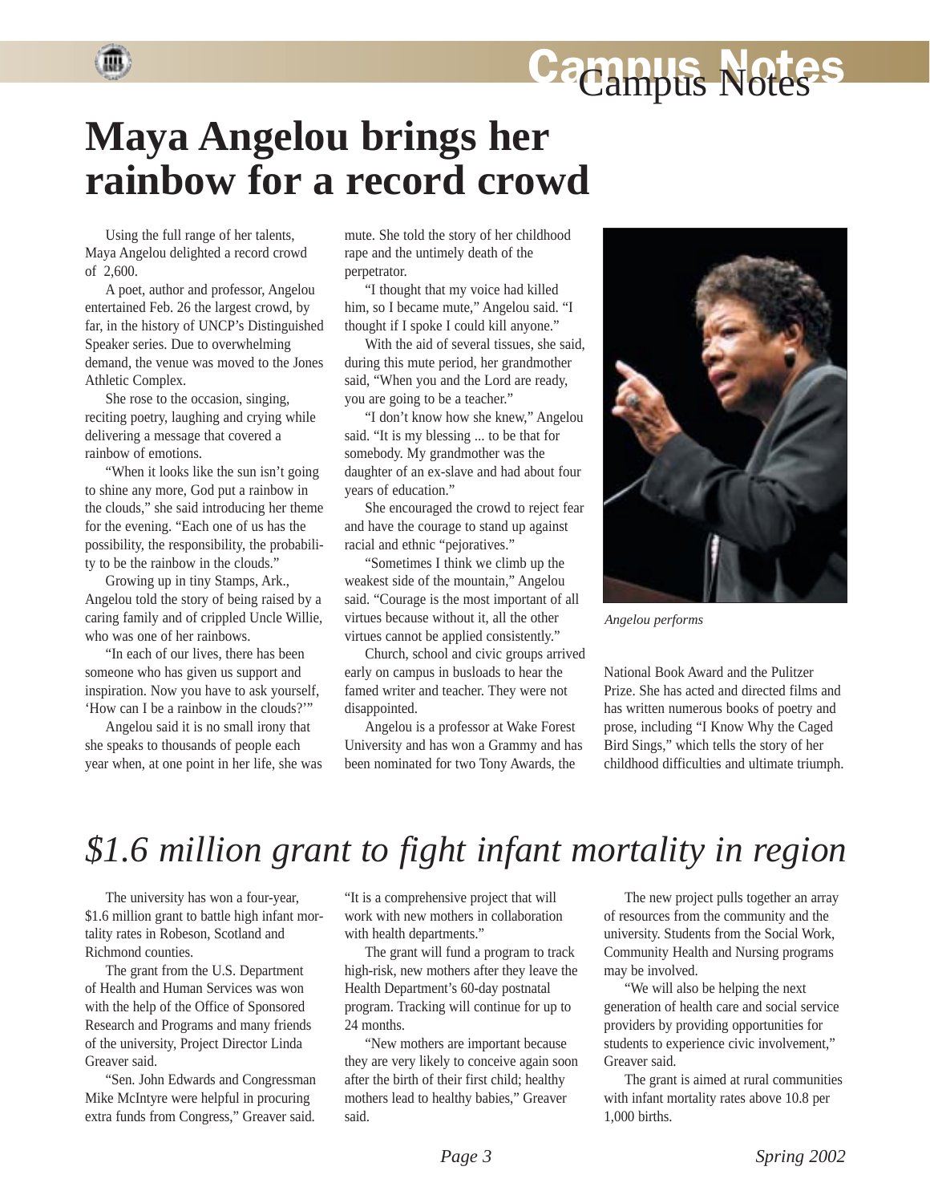# Maya Angelou brings her rainbow for a record crowd

Using the full range of her talents, Maya Angelou delighted a record crowd of 2,600.

A poet, author and professor, Angelou entertained Feb. 26 the largest crowd, by far, in the history of UNCP's Distinguished Speaker series. Due to overwhelming demand, the venue was moved to the Jones Athletic Complex.

She rose to the occasion, singing, reciting poetry, laughing and crying while delivering a message that covered a rainbow of emotions.

"When it looks like the sun isn't going to shine any more, God put a rainbow in the clouds," she said introducing her theme for the evening. "Each one of us has the possibility, the responsibility, the probability to be the rainbow in the clouds."

Growing up in tiny Stamps, Ark., Angelou told the story of being raised by a caring family and of crippled Uncle Willie, who was one of her rainbows.

"In each of our lives, there has been someone who has given us support and inspiration. Now you have to ask yourself, 'How can I be a rainbow in the clouds?'"

Angelou said it is no small irony that she speaks to thousands of people each year when, at one point in her life, she was mute. She told the story of her childhood rape and the untimely death of the perpetrator.

"I thought that my voice had killed him, so I became mute," Angelou said. "I thought if I spoke I could kill anyone."

With the aid of several tissues, she said, during this mute period, her grandmother said, "When you and the Lord are ready, you are going to be a teacher."

"I don't know how she knew," Angelou said. "It is my blessing ... to be that for somebody. My grandmother was the daughter of an ex-slave and had about four years of education."

She encouraged the crowd to reject fear and have the courage to stand up against racial and ethnic "pejoratives."

"Sometimes I think we climb up the weakest side of the mountain," Angelou said. "Courage is the most important of all virtues because without it, all the other virtues cannot be applied consistently."

Church, school and civic groups arrived early on campus in busloads to hear the famed writer and teacher. They were not disappointed.

Angelou is a professor at Wake Forest University and has won a Grammy and has been nominated for two Tony Awards, the National Book Award and the Pulitzer Prize. She has acted and directed films and has written numerous books of poetry and prose, including "I Know Why the Caged Bird Sings," which tells the story of her childhood difficulties and ultimate triumph.

*Angelou performs*

# *$1.6 million grant to fight infant mortality in region*

The university has won a four-year, $1.6 million grant to battle high infant mortality rates in Robeson, Scotland and Richmond counties.

The grant from the U.S. Department of Health and Human Services was won with the help of the Office of Sponsored Research and Programs and many friends of the university, Project Director Linda Greaver said.

"Sen. John Edwards and Congressman Mike McIntyre were helpful in procuring extra funds from Congress," Greaver said. "It is a comprehensive project that will work with new mothers in collaboration with health departments."

The grant will fund a program to track high-risk, new mothers after they leave the Health Department's 60-day postnatal program. Tracking will continue for up to 24 months.

"New mothers are important because they are very likely to conceive again soon after the birth of their first child; healthy mothers lead to healthy babies," Greaver said.

The new project pulls together an array of resources from the community and the university. Students from the Social Work, Community Health and Nursing programs may be involved.

"We will also be helping the next generation of health care and social service providers by providing opportunities for students to experience civic involvement," Greaver said.

The grant is aimed at rural communities with infant mortality rates above 10.8 per 1,000 births.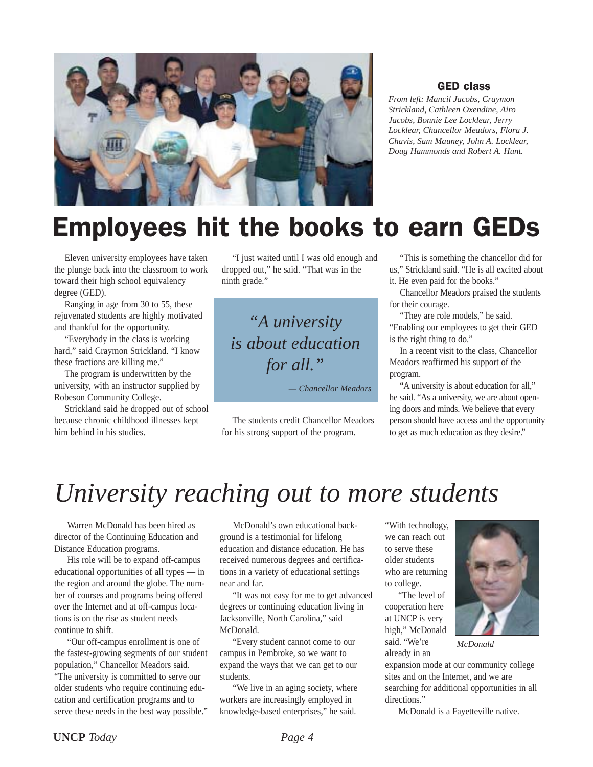**GED class**

*From left: Mancil Jacobs, Craymon Strickland, Cathleen Oxendine, Airo Jacobs, Bonnie Lee Locklear, Jerry Locklear, Chancellor Meadors, Flora J. Chavis, Sam Mauney, John A. Locklear, Doug Hammonds and Robert A. Hunt.*

# Employees hit the books to earn GEDs

Eleven university employees have taken the plunge back into the classroom to work toward their high school equivalency degree (GED).

Ranging in age from 30 to 55, these rejuvenated students are highly motivated and thankful for the opportunity.

"Everybody in the class is working hard," said Craymon Strickland. "I know these fractions are killing me."

The program is underwritten by the university, with an instructor supplied by Robeson Community College.

Strickland said he dropped out of school because chronic childhood illnesses kept him behind in his studies.

"I just waited until I was old enough and dropped out," he said. "That was in the ninth grade."

> *"A university is about education for all."*
>
> *— Chancellor Meadors*

The students credit Chancellor Meadors for his strong support of the program.

"This is something the chancellor did for us," Strickland said. "He is all excited about it. He even paid for the books."

Chancellor Meadors praised the students for their courage.

"They are role models," he said. "Enabling our employees to get their GED is the right thing to do."

In a recent visit to the class, Chancellor Meadors reaffirmed his support of the program.

"A university is about education for all," he said. "As a university, we are about opening doors and minds. We believe that every person should have access and the opportunity to get as much education as they desire."

# *University reaching out to more students*

Warren McDonald has been hired as director of the Continuing Education and Distance Education programs.

His role will be to expand off-campus educational opportunities of all types — in the region and around the globe. The number of courses and programs being offered over the Internet and at off-campus locations is on the rise as student needs continue to shift.

"Our off-campus enrollment is one of the fastest-growing segments of our student population," Chancellor Meadors said. "The university is committed to serve our older students who require continuing education and certification programs and to serve these needs in the best way possible."

McDonald's own educational background is a testimonial for lifelong education and distance education. He has received numerous degrees and certifications in a variety of educational settings near and far.

"It was not easy for me to get advanced degrees or continuing education living in Jacksonville, North Carolina," said McDonald.

"Every student cannot come to our campus in Pembroke, so we want to expand the ways that we can get to our students.

"We live in an aging society, where workers are increasingly employed in knowledge-based enterprises," he said. "With technology, we can reach out to serve these older students who are returning to college.

"The level of cooperation here at UNCP is very high," McDonald said. "We're already in an expansion mode at our community college sites and on the Internet, and we are searching for additional opportunities in all directions."

*McDonald*

McDonald is a Fayetteville native.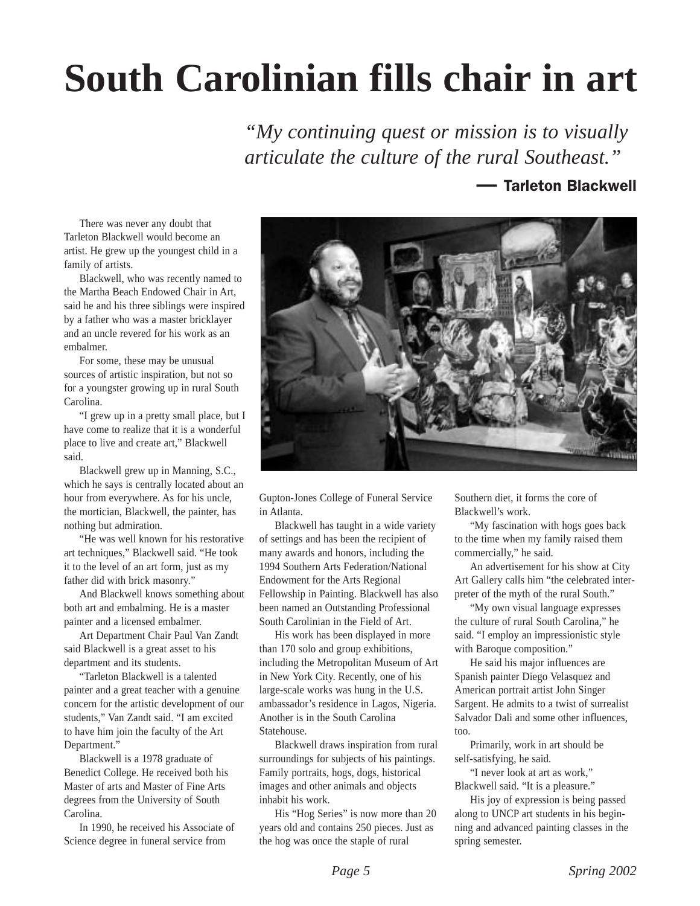# South Carolinian fills chair in art

*"My continuing quest or mission is to visually articulate the culture of the rural Southeast."*

**— Tarleton Blackwell**

There was never any doubt that Tarleton Blackwell would become an artist. He grew up the youngest child in a family of artists.

Blackwell, who was recently named to the Martha Beach Endowed Chair in Art, said he and his three siblings were inspired by a father who was a master bricklayer and an uncle revered for his work as an embalmer.

For some, these may be unusual sources of artistic inspiration, but not so for a youngster growing up in rural South Carolina.

"I grew up in a pretty small place, but I have come to realize that it is a wonderful place to live and create art," Blackwell said.

Blackwell grew up in Manning, S.C., which he says is centrally located about an hour from everywhere. As for his uncle, the mortician, Blackwell, the painter, has nothing but admiration.

"He was well known for his restorative art techniques," Blackwell said. "He took it to the level of an art form, just as my father did with brick masonry."

And Blackwell knows something about both art and embalming. He is a master painter and a licensed embalmer.

Art Department Chair Paul Van Zandt said Blackwell is a great asset to his department and its students.

"Tarleton Blackwell is a talented painter and a great teacher with a genuine concern for the artistic development of our students," Van Zandt said. "I am excited to have him join the faculty of the Art Department."

Blackwell is a 1978 graduate of Benedict College. He received both his Master of arts and Master of Fine Arts degrees from the University of South Carolina.

In 1990, he received his Associate of Science degree in funeral service from Gupton-Jones College of Funeral Service in Atlanta.

Blackwell has taught in a wide variety of settings and has been the recipient of many awards and honors, including the 1994 Southern Arts Federation/National Endowment for the Arts Regional Fellowship in Painting. Blackwell has also been named an Outstanding Professional South Carolinian in the Field of Art.

His work has been displayed in more than 170 solo and group exhibitions, including the Metropolitan Museum of Art in New York City. Recently, one of his large-scale works was hung in the U.S. ambassador's residence in Lagos, Nigeria. Another is in the South Carolina Statehouse.

Blackwell draws inspiration from rural surroundings for subjects of his paintings. Family portraits, hogs, dogs, historical images and other animals and objects inhabit his work.

His "Hog Series" is now more than 20 years old and contains 250 pieces. Just as the hog was once the staple of rural Southern diet, it forms the core of Blackwell's work.

"My fascination with hogs goes back to the time when my family raised them commercially," he said.

An advertisement for his show at City Art Gallery calls him "the celebrated interpreter of the myth of the rural South."

"My own visual language expresses the culture of rural South Carolina," he said. "I employ an impressionistic style with Baroque composition."

He said his major influences are Spanish painter Diego Velasquez and American portrait artist John Singer Sargent. He admits to a twist of surrealist Salvador Dali and some other influences, too.

Primarily, work in art should be self-satisfying, he said.

"I never look at art as work," Blackwell said. "It is a pleasure."

His joy of expression is being passed along to UNCP art students in his beginning and advanced painting classes in the spring semester.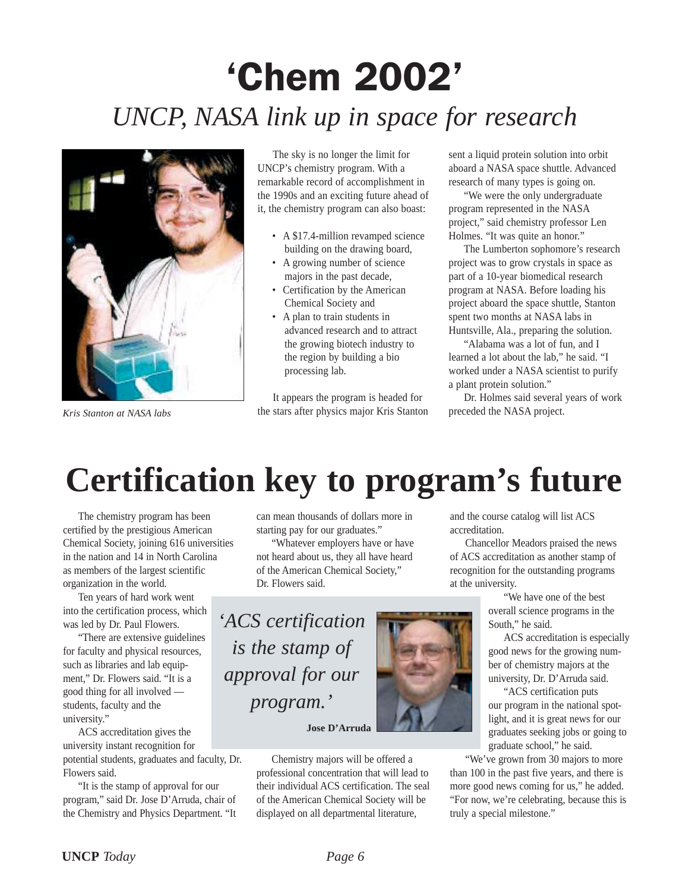# 'Chem 2002'

## *UNCP, NASA link up in space for research*

*Kris Stanton at NASA labs*

The sky is no longer the limit for UNCP's chemistry program. With a remarkable record of accomplishment in the 1990s and an exciting future ahead of it, the chemistry program can also boast:

- A $17.4-million revamped science building on the drawing board,
- A growing number of science majors in the past decade,
- Certification by the American Chemical Society and
- A plan to train students in advanced research and to attract the growing biotech industry to the region by building a bio processing lab.

It appears the program is headed for the stars after physics major Kris Stanton sent a liquid protein solution into orbit aboard a NASA space shuttle. Advanced research of many types is going on.

"We were the only undergraduate program represented in the NASA project," said chemistry professor Len Holmes. "It was quite an honor."

The Lumberton sophomore's research project was to grow crystals in space as part of a 10-year biomedical research program at NASA. Before loading his project aboard the space shuttle, Stanton spent two months at NASA labs in Huntsville, Ala., preparing the solution.

"Alabama was a lot of fun, and I learned a lot about the lab," he said. "I worked under a NASA scientist to purify a plant protein solution."

Dr. Holmes said several years of work preceded the NASA project.

# Certification key to program's future

The chemistry program has been certified by the prestigious American Chemical Society, joining 616 universities in the nation and 14 in North Carolina as members of the largest scientific organization in the world.

Ten years of hard work went into the certification process, which was led by Dr. Paul Flowers.

"There are extensive guidelines for faculty and physical resources, such as libraries and lab equipment," Dr. Flowers said. "It is a good thing for all involved — students, faculty and the university."

ACS accreditation gives the university instant recognition for potential students, graduates and faculty, Dr. Flowers said.

"It is the stamp of approval for our program," said Dr. Jose D'Arruda, chair of the Chemistry and Physics Department. "It can mean thousands of dollars more in starting pay for our graduates."

"Whatever employers have or have not heard about us, they all have heard of the American Chemical Society," Dr. Flowers said.

> *'ACS certification is the stamp of approval for our program.'*
>
> **Jose D'Arruda**

Chemistry majors will be offered a professional concentration that will lead to their individual ACS certification. The seal of the American Chemical Society will be displayed on all departmental literature, and the course catalog will list ACS accreditation.

Chancellor Meadors praised the news of ACS accreditation as another stamp of recognition for the outstanding programs at the university.

"We have one of the best overall science programs in the South," he said.

ACS accreditation is especially good news for the growing number of chemistry majors at the university, Dr. D'Arruda said.

"ACS certification puts our program in the national spotlight, and it is great news for our graduates seeking jobs or going to graduate school," he said.

"We've grown from 30 majors to more than 100 in the past five years, and there is more good news coming for us," he added. "For now, we're celebrating, because this is truly a special milestone."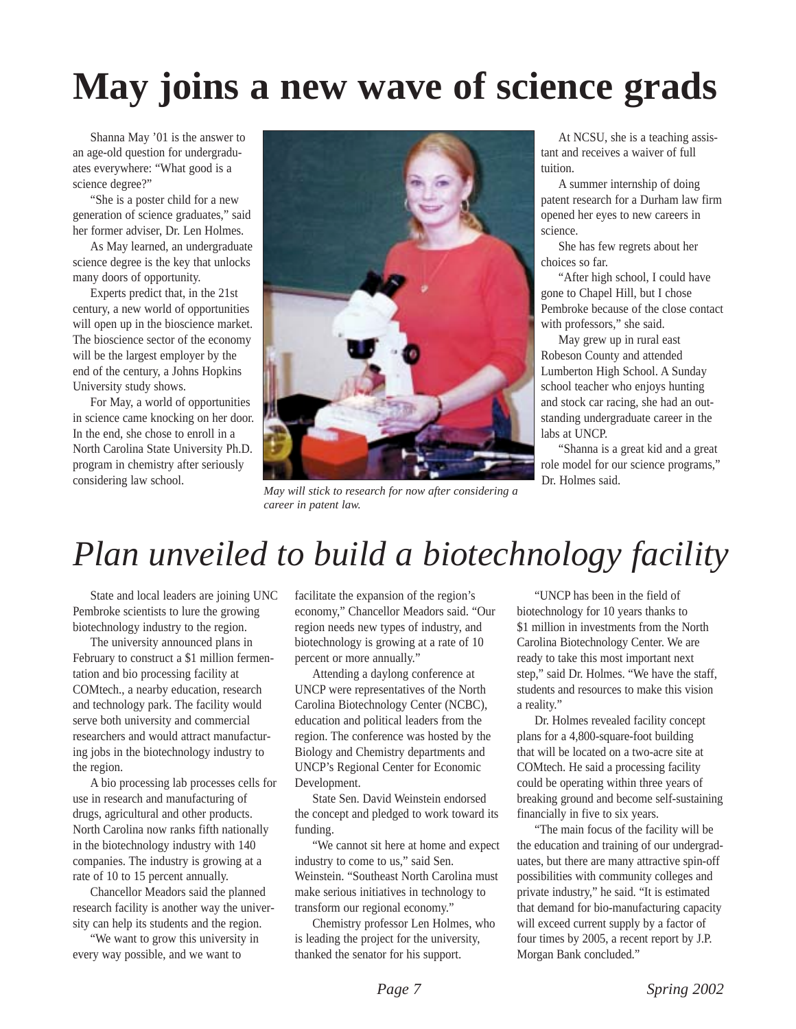# May joins a new wave of science grads

Shanna May '01 is the answer to an age-old question for undergraduates everywhere: "What good is a science degree?"

"She is a poster child for a new generation of science graduates," said her former adviser, Dr. Len Holmes.

As May learned, an undergraduate science degree is the key that unlocks many doors of opportunity.

Experts predict that, in the 21st century, a new world of opportunities will open up in the bioscience market. The bioscience sector of the economy will be the largest employer by the end of the century, a Johns Hopkins University study shows.

For May, a world of opportunities in science came knocking on her door. In the end, she chose to enroll in a North Carolina State University Ph.D. program in chemistry after seriously considering law school.

*May will stick to research for now after considering a career in patent law.*

At NCSU, she is a teaching assistant and receives a waiver of full tuition.

A summer internship of doing patent research for a Durham law firm opened her eyes to new careers in science.

She has few regrets about her choices so far.

"After high school, I could have gone to Chapel Hill, but I chose Pembroke because of the close contact with professors," she said.

May grew up in rural east Robeson County and attended Lumberton High School. A Sunday school teacher who enjoys hunting and stock car racing, she had an outstanding undergraduate career in the labs at UNCP.

"Shanna is a great kid and a great role model for our science programs," Dr. Holmes said.

# *Plan unveiled to build a biotechnology facility*

State and local leaders are joining UNC Pembroke scientists to lure the growing biotechnology industry to the region.

The university announced plans in February to construct a $1 million fermentation and bio processing facility at COMtech., a nearby education, research and technology park. The facility would serve both university and commercial researchers and would attract manufacturing jobs in the biotechnology industry to the region.

A bio processing lab processes cells for use in research and manufacturing of drugs, agricultural and other products. North Carolina now ranks fifth nationally in the biotechnology industry with 140 companies. The industry is growing at a rate of 10 to 15 percent annually.

Chancellor Meadors said the planned research facility is another way the university can help its students and the region.

"We want to grow this university in every way possible, and we want to facilitate the expansion of the region's economy," Chancellor Meadors said. "Our region needs new types of industry, and biotechnology is growing at a rate of 10 percent or more annually."

Attending a daylong conference at UNCP were representatives of the North Carolina Biotechnology Center (NCBC), education and political leaders from the region. The conference was hosted by the Biology and Chemistry departments and UNCP's Regional Center for Economic Development.

State Sen. David Weinstein endorsed the concept and pledged to work toward its funding.

"We cannot sit here at home and expect industry to come to us," said Sen. Weinstein. "Southeast North Carolina must make serious initiatives in technology to transform our regional economy."

Chemistry professor Len Holmes, who is leading the project for the university, thanked the senator for his support.

"UNCP has been in the field of biotechnology for 10 years thanks to $1 million in investments from the North Carolina Biotechnology Center. We are ready to take this most important next step," said Dr. Holmes. "We have the staff, students and resources to make this vision a reality."

Dr. Holmes revealed facility concept plans for a 4,800-square-foot building that will be located on a two-acre site at COMtech. He said a processing facility could be operating within three years of breaking ground and become self-sustaining financially in five to six years.

"The main focus of the facility will be the education and training of our undergraduates, but there are many attractive spin-off possibilities with community colleges and private industry," he said. "It is estimated that demand for bio-manufacturing capacity will exceed current supply by a factor of four times by 2005, a recent report by J.P. Morgan Bank concluded."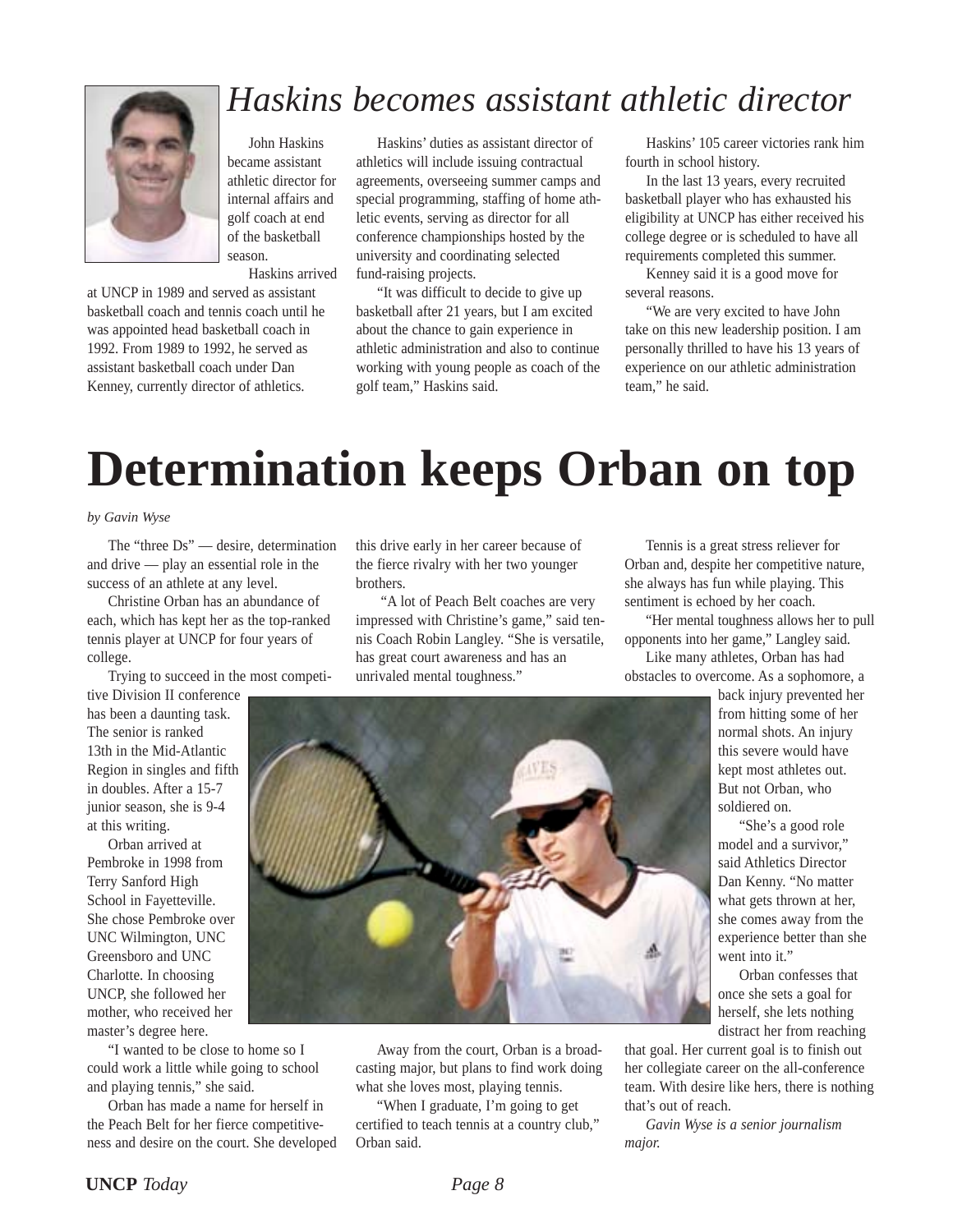# *Haskins becomes assistant athletic director*

John Haskins became assistant athletic director for internal affairs and golf coach at end of the basketball season.

Haskins arrived at UNCP in 1989 and served as assistant basketball coach and tennis coach until he was appointed head basketball coach in 1992. From 1989 to 1992, he served as assistant basketball coach under Dan Kenney, currently director of athletics.

Haskins' duties as assistant director of athletics will include issuing contractual agreements, overseeing summer camps and special programming, staffing of home athletic events, serving as director for all conference championships hosted by the university and coordinating selected fund-raising projects.

"It was difficult to decide to give up basketball after 21 years, but I am excited about the chance to gain experience in athletic administration and also to continue working with young people as coach of the golf team," Haskins said.

Haskins' 105 career victories rank him fourth in school history.

In the last 13 years, every recruited basketball player who has exhausted his eligibility at UNCP has either received his college degree or is scheduled to have all requirements completed this summer.

Kenney said it is a good move for several reasons.

"We are very excited to have John take on this new leadership position. I am personally thrilled to have his 13 years of experience on our athletic administration team," he said.

# **Determination keeps Orban on top**

*by Gavin Wyse*

The "three Ds" — desire, determination and drive — play an essential role in the success of an athlete at any level.

Christine Orban has an abundance of each, which has kept her as the top-ranked tennis player at UNCP for four years of college.

Trying to succeed in the most competitive Division II conference has been a daunting task. The senior is ranked 13th in the Mid-Atlantic Region in singles and fifth in doubles. After a 15-7 junior season, she is 9-4 at this writing.

Orban arrived at Pembroke in 1998 from Terry Sanford High School in Fayetteville. She chose Pembroke over UNC Wilmington, UNC Greensboro and UNC Charlotte. In choosing UNCP, she followed her mother, who received her master's degree here.

"I wanted to be close to home so I could work a little while going to school and playing tennis," she said.

Orban has made a name for herself in the Peach Belt for her fierce competitiveness and desire on the court. She developed this drive early in her career because of the fierce rivalry with her two younger brothers.

"A lot of Peach Belt coaches are very impressed with Christine's game," said tennis Coach Robin Langley. "She is versatile, has great court awareness and has an unrivaled mental toughness."

Away from the court, Orban is a broadcasting major, but plans to find work doing what she loves most, playing tennis.

"When I graduate, I'm going to get certified to teach tennis at a country club," Orban said.

Tennis is a great stress reliever for Orban and, despite her competitive nature, she always has fun while playing. This sentiment is echoed by her coach.

"Her mental toughness allows her to pull opponents into her game," Langley said.

Like many athletes, Orban has had obstacles to overcome. As a sophomore, a back injury prevented her from hitting some of her normal shots. An injury this severe would have kept most athletes out. But not Orban, who soldiered on.

"She's a good role model and a survivor," said Athletics Director Dan Kenny. "No matter what gets thrown at her, she comes away from the experience better than she went into it."

Orban confesses that once she sets a goal for herself, she lets nothing distract her from reaching that goal. Her current goal is to finish out her collegiate career on the all-conference team. With desire like hers, there is nothing that's out of reach.

*Gavin Wyse is a senior journalism major.*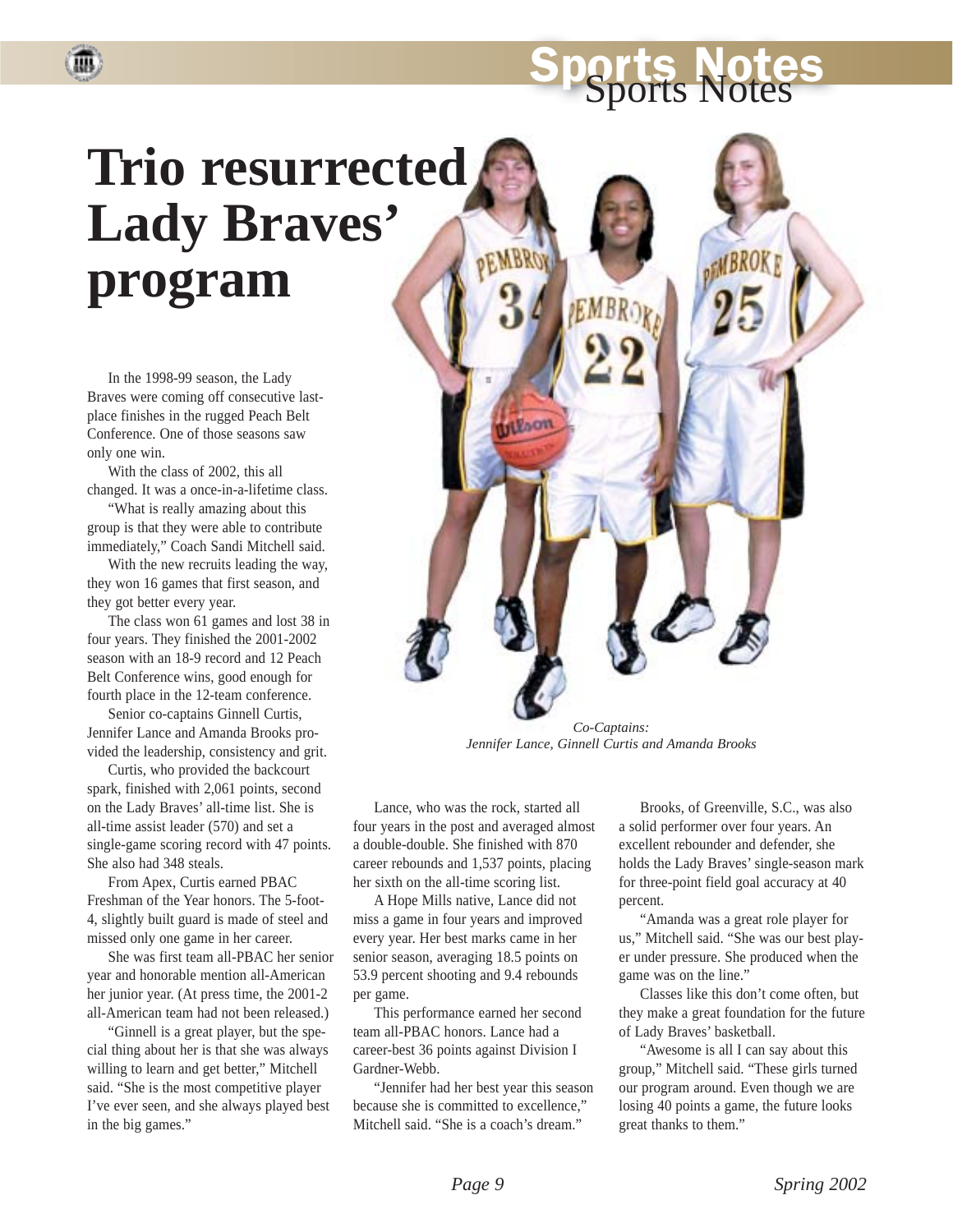# Trio resurrected Lady Braves' program

In the 1998-99 season, the Lady Braves were coming off consecutive last-place finishes in the rugged Peach Belt Conference. One of those seasons saw only one win.

With the class of 2002, this all changed. It was a once-in-a-lifetime class.

"What is really amazing about this group is that they were able to contribute immediately," Coach Sandi Mitchell said.

With the new recruits leading the way, they won 16 games that first season, and they got better every year.

The class won 61 games and lost 38 in four years. They finished the 2001-2002 season with an 18-9 record and 12 Peach Belt Conference wins, good enough for fourth place in the 12-team conference.

Senior co-captains Ginnell Curtis, Jennifer Lance and Amanda Brooks provided the leadership, consistency and grit.

Curtis, who provided the backcourt spark, finished with 2,061 points, second on the Lady Braves' all-time list. She is all-time assist leader (570) and set a single-game scoring record with 47 points. She also had 348 steals.

From Apex, Curtis earned PBAC Freshman of the Year honors. The 5-foot-4, slightly built guard is made of steel and missed only one game in her career.

She was first team all-PBAC her senior year and honorable mention all-American her junior year. (At press time, the 2001-2 all-American team had not been released.)

"Ginnell is a great player, but the special thing about her is that she was always willing to learn and get better," Mitchell said. "She is the most competitive player I've ever seen, and she always played best in the big games."

*Co-Captains:*
*Jennifer Lance, Ginnell Curtis and Amanda Brooks*

Lance, who was the rock, started all four years in the post and averaged almost a double-double. She finished with 870 career rebounds and 1,537 points, placing her sixth on the all-time scoring list.

A Hope Mills native, Lance did not miss a game in four years and improved every year. Her best marks came in her senior season, averaging 18.5 points on 53.9 percent shooting and 9.4 rebounds per game.

This performance earned her second team all-PBAC honors. Lance had a career-best 36 points against Division I Gardner-Webb.

"Jennifer had her best year this season because she is committed to excellence," Mitchell said. "She is a coach's dream."

Brooks, of Greenville, S.C., was also a solid performer over four years. An excellent rebounder and defender, she holds the Lady Braves' single-season mark for three-point field goal accuracy at 40 percent.

"Amanda was a great role player for us," Mitchell said. "She was our best player under pressure. She produced when the game was on the line."

Classes like this don't come often, but they make a great foundation for the future of Lady Braves' basketball.

"Awesome is all I can say about this group," Mitchell said. "These girls turned our program around. Even though we are losing 40 points a game, the future looks great thanks to them."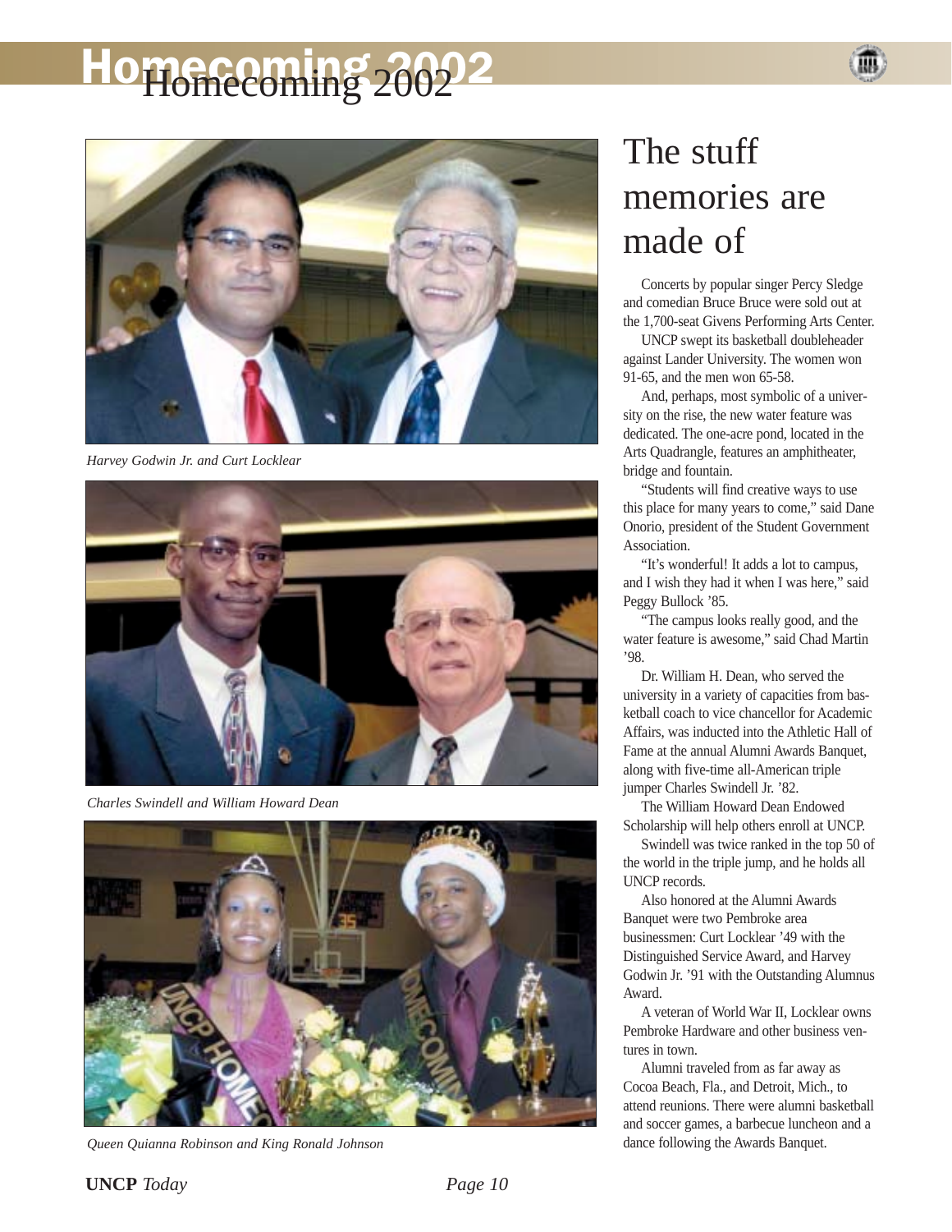# Homecoming 2002

Harvey Godwin Jr. and Curt Locklear

Charles Swindell and William Howard Dean

Queen Quianna Robinson and King Ronald Johnson

## The stuff memories are made of

Concerts by popular singer Percy Sledge and comedian Bruce Bruce were sold out at the 1,700-seat Givens Performing Arts Center.

UNCP swept its basketball doubleheader against Lander University. The women won 91-65, and the men won 65-58.

And, perhaps, most symbolic of a university on the rise, the new water feature was dedicated. The one-acre pond, located in the Arts Quadrangle, features an amphitheater, bridge and fountain.

"Students will find creative ways to use this place for many years to come," said Dane Onorio, president of the Student Government Association.

"It's wonderful! It adds a lot to campus, and I wish they had it when I was here," said Peggy Bullock '85.

"The campus looks really good, and the water feature is awesome," said Chad Martin '98.

Dr. William H. Dean, who served the university in a variety of capacities from basketball coach to vice chancellor for Academic Affairs, was inducted into the Athletic Hall of Fame at the annual Alumni Awards Banquet, along with five-time all-American triple jumper Charles Swindell Jr. '82.

The William Howard Dean Endowed Scholarship will help others enroll at UNCP.

Swindell was twice ranked in the top 50 of the world in the triple jump, and he holds all UNCP records.

Also honored at the Alumni Awards Banquet were two Pembroke area businessmen: Curt Locklear '49 with the Distinguished Service Award, and Harvey Godwin Jr. '91 with the Outstanding Alumnus Award.

A veteran of World War II, Locklear owns Pembroke Hardware and other business ventures in town.

Alumni traveled from as far away as Cocoa Beach, Fla., and Detroit, Mich., to attend reunions. There were alumni basketball and soccer games, a barbecue luncheon and a dance following the Awards Banquet.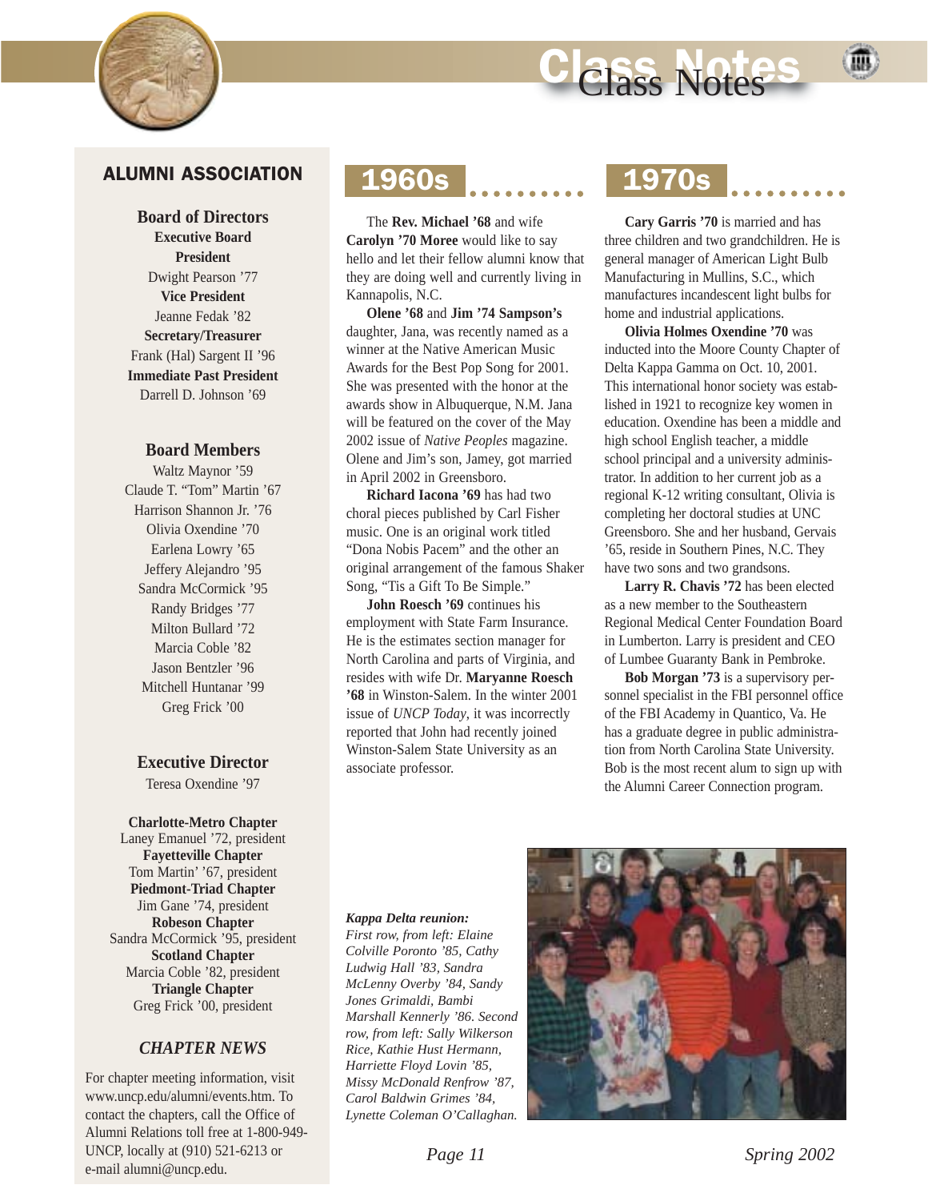# Class Notes

## ALUMNI ASSOCIATION

### Board of Directors

**Executive Board**

**President**
Dwight Pearson '77

**Vice President**
Jeanne Fedak '82

**Secretary/Treasurer**
Frank (Hal) Sargent II '96

**Immediate Past President**
Darrell D. Johnson '69

### Board Members

Waltz Maynor '59
Claude T. "Tom" Martin '67
Harrison Shannon Jr. '76
Olivia Oxendine '70
Earlena Lowry '65
Jeffery Alejandro '95
Sandra McCormick '95
Randy Bridges '77
Milton Bullard '72
Marcia Coble '82
Jason Bentzler '96
Mitchell Huntanar '99
Greg Frick '00

### Executive Director

Teresa Oxendine '97

**Charlotte-Metro Chapter**
Laney Emanuel '72, president

**Fayetteville Chapter**
Tom Martin' '67, president

**Piedmont-Triad Chapter**
Jim Gane '74, president

**Robeson Chapter**
Sandra McCormick '95, president

**Scotland Chapter**
Marcia Coble '82, president

**Triangle Chapter**
Greg Frick '00, president

### *CHAPTER NEWS*

For chapter meeting information, visit www.uncp.edu/alumni/events.htm. To contact the chapters, call the Office of Alumni Relations toll free at 1-800-949-UNCP, locally at (910) 521-6213 or e-mail alumni@uncp.edu.

## 1960s

The **Rev. Michael '68** and wife **Carolyn '70 Moree** would like to say hello and let their fellow alumni know that they are doing well and currently living in Kannapolis, N.C.

**Olene '68** and **Jim '74 Sampson's** daughter, Jana, was recently named as a winner at the Native American Music Awards for the Best Pop Song for 2001. She was presented with the honor at the awards show in Albuquerque, N.M. Jana will be featured on the cover of the May 2002 issue of *Native Peoples* magazine. Olene and Jim's son, Jamey, got married in April 2002 in Greensboro.

**Richard Iacona '69** has had two choral pieces published by Carl Fisher music. One is an original work titled "Dona Nobis Pacem" and the other an original arrangement of the famous Shaker Song, "Tis a Gift To Be Simple."

**John Roesch '69** continues his employment with State Farm Insurance. He is the estimates section manager for North Carolina and parts of Virginia, and resides with wife Dr. **Maryanne Roesch '68** in Winston-Salem. In the winter 2001 issue of *UNCP Today*, it was incorrectly reported that John had recently joined Winston-Salem State University as an associate professor.

## 1970s

**Cary Garris '70** is married and has three children and two grandchildren. He is general manager of American Light Bulb Manufacturing in Mullins, S.C., which manufactures incandescent light bulbs for home and industrial applications.

**Olivia Holmes Oxendine '70** was inducted into the Moore County Chapter of Delta Kappa Gamma on Oct. 10, 2001. This international honor society was established in 1921 to recognize key women in education. Oxendine has been a middle and high school English teacher, a middle school principal and a university administrator. In addition to her current job as a regional K-12 writing consultant, Olivia is completing her doctoral studies at UNC Greensboro. She and her husband, Gervais '65, reside in Southern Pines, N.C. They have two sons and two grandsons.

**Larry R. Chavis '72** has been elected as a new member to the Southeastern Regional Medical Center Foundation Board in Lumberton. Larry is president and CEO of Lumbee Guaranty Bank in Pembroke.

**Bob Morgan '73** is a supervisory personnel specialist in the FBI personnel office of the FBI Academy in Quantico, Va. He has a graduate degree in public administration from North Carolina State University. Bob is the most recent alum to sign up with the Alumni Career Connection program.

***Kappa Delta reunion:*** *First row, from left: Elaine Colville Poronto '85, Cathy Ludwig Hall '83, Sandra McLenny Overby '84, Sandy Jones Grimaldi, Bambi Marshall Kennerly '86. Second row, from left: Sally Wilkerson Rice, Kathie Hust Hermann, Harriette Floyd Lovin '85, Missy McDonald Renfrow '87, Carol Baldwin Grimes '84, Lynette Coleman O'Callaghan.*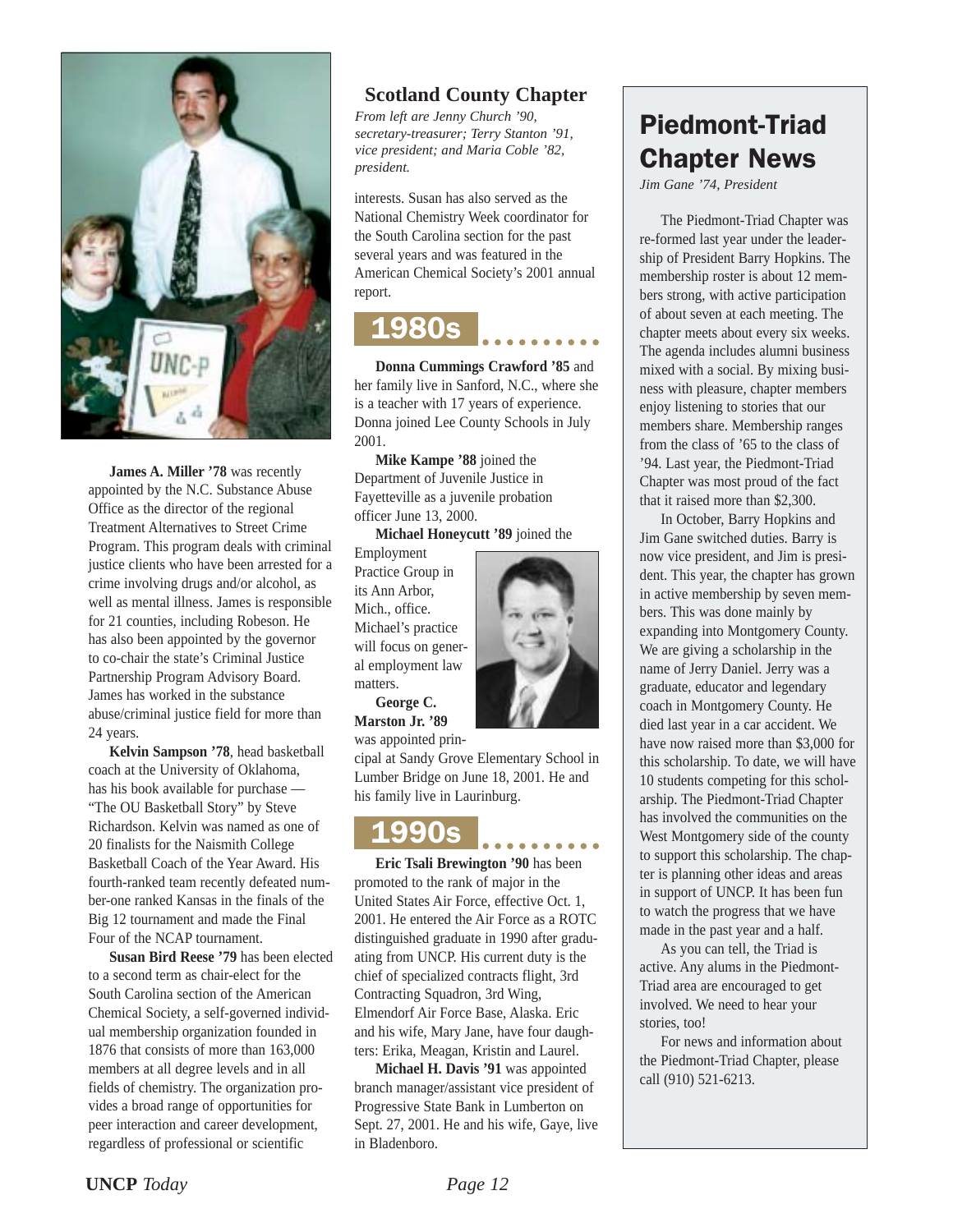James A. Miller '78 was recently appointed by the N.C. Substance Abuse Office as the director of the regional Treatment Alternatives to Street Crime Program. This program deals with criminal justice clients who have been arrested for a crime involving drugs and/or alcohol, as well as mental illness. James is responsible for 21 counties, including Robeson. He has also been appointed by the governor to co-chair the state's Criminal Justice Partnership Program Advisory Board. James has worked in the substance abuse/criminal justice field for more than 24 years.

**Kelvin Sampson '78**, head basketball coach at the University of Oklahoma, has his book available for purchase — "The OU Basketball Story" by Steve Richardson. Kelvin was named as one of 20 finalists for the Naismith College Basketball Coach of the Year Award. His fourth-ranked team recently defeated number-one ranked Kansas in the finals of the Big 12 tournament and made the Final Four of the NCAP tournament.

**Susan Bird Reese '79** has been elected to a second term as chair-elect for the South Carolina section of the American Chemical Society, a self-governed individual membership organization founded in 1876 that consists of more than 163,000 members at all degree levels and in all fields of chemistry. The organization provides a broad range of opportunities for peer interaction and career development, regardless of professional or scientific interests. Susan has also served as the National Chemistry Week coordinator for the South Carolina section for the past several years and was featured in the American Chemical Society's 2001 annual report.

## Scotland County Chapter

*From left are Jenny Church '90, secretary-treasurer; Terry Stanton '91, vice president; and Maria Coble '82, president.*

## 1980s

**Donna Cummings Crawford '85** and her family live in Sanford, N.C., where she is a teacher with 17 years of experience. Donna joined Lee County Schools in July 2001.

**Mike Kampe '88** joined the Department of Juvenile Justice in Fayetteville as a juvenile probation officer June 13, 2000.

**Michael Honeycutt '89** joined the Employment Practice Group in its Ann Arbor, Mich., office. Michael's practice will focus on general employment law matters.

**George C. Marston Jr. '89** was appointed principal at Sandy Grove Elementary School in Lumber Bridge on June 18, 2001. He and his family live in Laurinburg.

## 1990s

**Eric Tsali Brewington '90** has been promoted to the rank of major in the United States Air Force, effective Oct. 1, 2001. He entered the Air Force as a ROTC distinguished graduate in 1990 after graduating from UNCP. His current duty is the chief of specialized contracts flight, 3rd Contracting Squadron, 3rd Wing, Elmendorf Air Force Base, Alaska. Eric and his wife, Mary Jane, have four daughters: Erika, Meagan, Kristin and Laurel.

**Michael H. Davis '91** was appointed branch manager/assistant vice president of Progressive State Bank in Lumberton on Sept. 27, 2001. He and his wife, Gaye, live in Bladenboro.

## Piedmont-Triad Chapter News

*Jim Gane '74, President*

The Piedmont-Triad Chapter was re-formed last year under the leadership of President Barry Hopkins. The membership roster is about 12 members strong, with active participation of about seven at each meeting. The chapter meets about every six weeks. The agenda includes alumni business mixed with a social. By mixing business with pleasure, chapter members enjoy listening to stories that our members share. Membership ranges from the class of '65 to the class of '94. Last year, the Piedmont-Triad Chapter was most proud of the fact that it raised more than $2,300.

In October, Barry Hopkins and Jim Gane switched duties. Barry is now vice president, and Jim is president. This year, the chapter has grown in active membership by seven members. This was done mainly by expanding into Montgomery County. We are giving a scholarship in the name of Jerry Daniel. Jerry was a graduate, educator and legendary coach in Montgomery County. He died last year in a car accident. We have now raised more than $3,000 for this scholarship. To date, we will have 10 students competing for this scholarship. The Piedmont-Triad Chapter has involved the communities on the West Montgomery side of the county to support this scholarship. The chapter is planning other ideas and areas in support of UNCP. It has been fun to watch the progress that we have made in the past year and a half.

As you can tell, the Triad is active. Any alums in the Piedmont-Triad area are encouraged to get involved. We need to hear your stories, too!

For news and information about the Piedmont-Triad Chapter, please call (910) 521-6213.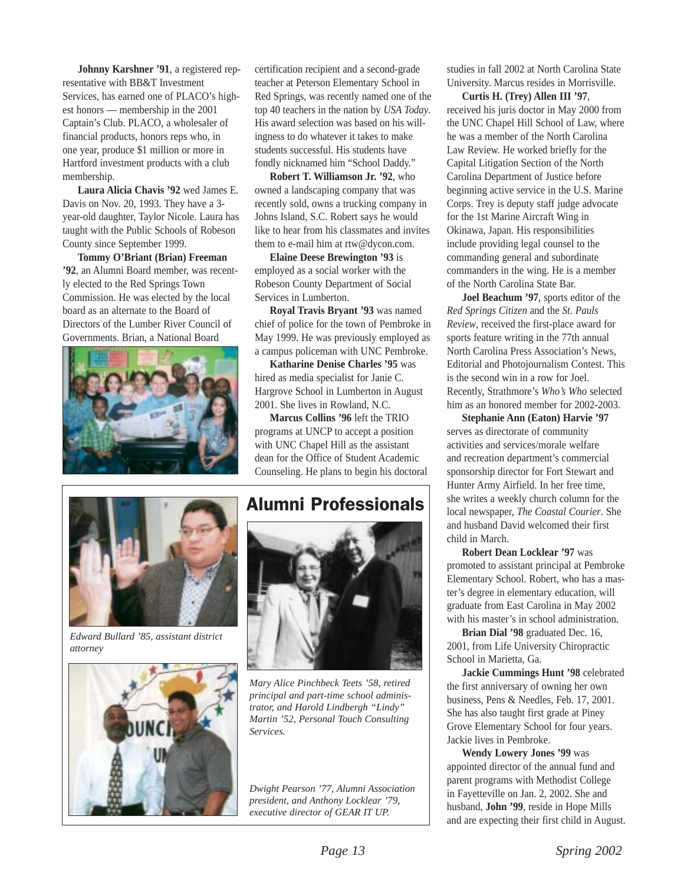**Johnny Karshner '91**, a registered representative with BB&T Investment Services, has earned one of PLACO's highest honors — membership in the 2001 Captain's Club. PLACO, a wholesaler of financial products, honors reps who, in one year, produce $1 million or more in Hartford investment products with a club membership.

**Laura Alicia Chavis '92** wed James E. Davis on Nov. 20, 1993. They have a 3-year-old daughter, Taylor Nicole. Laura has taught with the Public Schools of Robeson County since September 1999.

**Tommy O'Briant (Brian) Freeman '92**, an Alumni Board member, was recently elected to the Red Springs Town Commission. He was elected by the local board as an alternate to the Board of Directors of the Lumber River Council of Governments. Brian, a National Board certification recipient and a second-grade teacher at Peterson Elementary School in Red Springs, was recently named one of the top 40 teachers in the nation by *USA Today*. His award selection was based on his willingness to do whatever it takes to make students successful. His students have fondly nicknamed him "School Daddy."

**Robert T. Williamson Jr. '92**, who owned a landscaping company that was recently sold, owns a trucking company in Johns Island, S.C. Robert says he would like to hear from his classmates and invites them to e-mail him at rtw@dycon.com.

**Elaine Deese Brewington '93** is employed as a social worker with the Robeson County Department of Social Services in Lumberton.

**Royal Travis Bryant '93** was named chief of police for the town of Pembroke in May 1999. He was previously employed as a campus policeman with UNC Pembroke.

**Katharine Denise Charles '95** was hired as media specialist for Janie C. Hargrove School in Lumberton in August 2001. She lives in Rowland, N.C.

**Marcus Collins '96** left the TRIO programs at UNCP to accept a position with UNC Chapel Hill as the assistant dean for the Office of Student Academic Counseling. He plans to begin his doctoral studies in fall 2002 at North Carolina State University. Marcus resides in Morrisville.

**Curtis H. (Trey) Allen III '97**, received his juris doctor in May 2000 from the UNC Chapel Hill School of Law, where he was a member of the North Carolina Law Review. He worked briefly for the Capital Litigation Section of the North Carolina Department of Justice before beginning active service in the U.S. Marine Corps. Trey is deputy staff judge advocate for the 1st Marine Aircraft Wing in Okinawa, Japan. His responsibilities include providing legal counsel to the commanding general and subordinate commanders in the wing. He is a member of the North Carolina State Bar.

**Joel Beachum '97**, sports editor of the *Red Springs Citizen* and the *St. Pauls Review*, received the first-place award for sports feature writing in the 77th annual North Carolina Press Association's News, Editorial and Photojournalism Contest. This is the second win in a row for Joel. Recently, Strathmore's *Who's Who* selected him as an honored member for 2002-2003.

**Stephanie Ann (Eaton) Harvie '97** serves as directorate of community activities and services/morale welfare and recreation department's commercial sponsorship director for Fort Stewart and Hunter Army Airfield. In her free time, she writes a weekly church column for the local newspaper, *The Coastal Courier*. She and husband David welcomed their first child in March.

**Robert Dean Locklear '97** was promoted to assistant principal at Pembroke Elementary School. Robert, who has a master's degree in elementary education, will graduate from East Carolina in May 2002 with his master's in school administration.

**Brian Dial '98** graduated Dec. 16, 2001, from Life University Chiropractic School in Marietta, Ga.

**Jackie Cummings Hunt '98** celebrated the first anniversary of owning her own business, Pens & Needles, Feb. 17, 2001. She has also taught first grade at Piney Grove Elementary School for four years. Jackie lives in Pembroke.

**Wendy Lowery Jones '99** was appointed director of the annual fund and parent programs with Methodist College in Fayetteville on Jan. 2, 2002. She and husband, **John '99**, reside in Hope Mills and are expecting their first child in August.

## Alumni Professionals

*Edward Bullard '85, assistant district attorney*

*Mary Alice Pinchbeck Teets '58, retired principal and part-time school administrator, and Harold Lindbergh "Lindy" Martin '52, Personal Touch Consulting Services.*

*Dwight Pearson '77, Alumni Association president, and Anthony Locklear '79, executive director of GEAR IT UP.*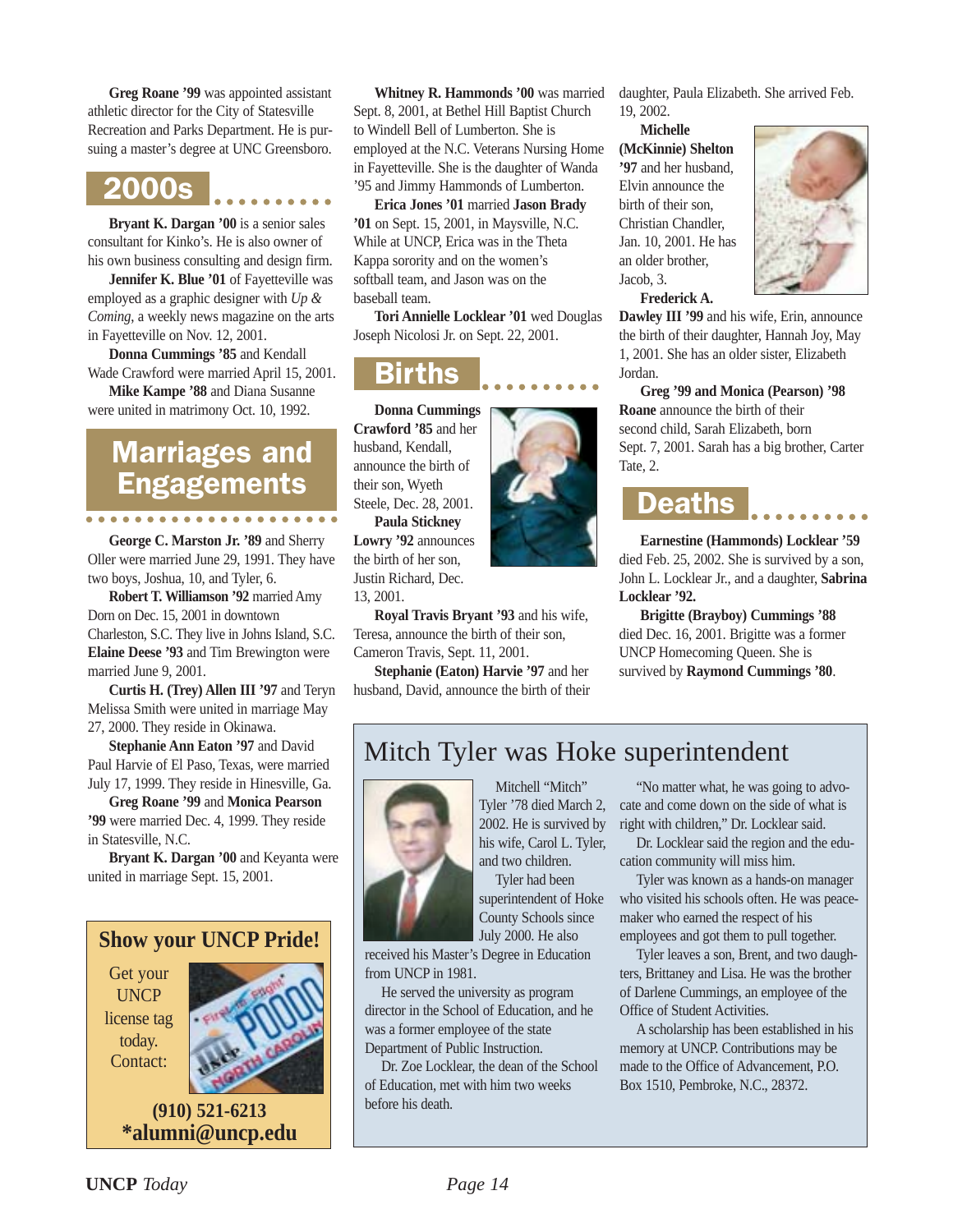**Greg Roane '99** was appointed assistant athletic director for the City of Statesville Recreation and Parks Department. He is pursuing a master's degree at UNC Greensboro.

## 2000s

**Bryant K. Dargan '00** is a senior sales consultant for Kinko's. He is also owner of his own business consulting and design firm.

**Jennifer K. Blue '01** of Fayetteville was employed as a graphic designer with *Up & Coming*, a weekly news magazine on the arts in Fayetteville on Nov. 12, 2001.

**Donna Cummings '85** and Kendall Wade Crawford were married April 15, 2001.

**Mike Kampe '88** and Diana Susanne were united in matrimony Oct. 10, 1992.

## Marriages and Engagements

**George C. Marston Jr. '89** and Sherry Oller were married June 29, 1991. They have two boys, Joshua, 10, and Tyler, 6.

**Robert T. Williamson '92** married Amy Dorn on Dec. 15, 2001 in downtown Charleston, S.C. They live in Johns Island, S.C.

**Elaine Deese '93** and Tim Brewington were married June 9, 2001.

**Curtis H. (Trey) Allen III '97** and Teryn Melissa Smith were united in marriage May 27, 2000. They reside in Okinawa.

**Stephanie Ann Eaton '97** and David Paul Harvie of El Paso, Texas, were married July 17, 1999. They reside in Hinesville, Ga.

**Greg Roane '99** and **Monica Pearson '99** were married Dec. 4, 1999. They reside in Statesville, N.C.

**Bryant K. Dargan '00** and Keyanta were united in marriage Sept. 15, 2001.

**Whitney R. Hammonds '00** was married Sept. 8, 2001, at Bethel Hill Baptist Church to Windell Bell of Lumberton. She is employed at the N.C. Veterans Nursing Home in Fayetteville. She is the daughter of Wanda '95 and Jimmy Hammonds of Lumberton.

**Erica Jones '01** married **Jason Brady '01** on Sept. 15, 2001, in Maysville, N.C. While at UNCP, Erica was in the Theta Kappa sorority and on the women's softball team, and Jason was on the baseball team.

**Tori Annielle Locklear '01** wed Douglas Joseph Nicolosi Jr. on Sept. 22, 2001.

## Births

**Donna Cummings Crawford '85** and her husband, Kendall, announce the birth of their son, Wyeth Steele, Dec. 28, 2001.

**Paula Stickney Lowry '92** announces the birth of her son, Justin Richard, Dec. 13, 2001.

**Royal Travis Bryant '93** and his wife, Teresa, announce the birth of their son, Cameron Travis, Sept. 11, 2001.

**Stephanie (Eaton) Harvie '97** and her husband, David, announce the birth of their daughter, Paula Elizabeth. She arrived Feb. 19, 2002.

**Michelle (McKinnie) Shelton '97** and her husband, Elvin announce the birth of their son, Christian Chandler, Jan. 10, 2001. He has an older brother, Jacob, 3.

**Frederick A. Dawley III '99** and his wife, Erin, announce the birth of their daughter, Hannah Joy, May 1, 2001. She has an older sister, Elizabeth Jordan.

**Greg '99 and Monica (Pearson) '98 Roane** announce the birth of their second child, Sarah Elizabeth, born Sept. 7, 2001. Sarah has a big brother, Carter Tate, 2.

## Deaths

**Earnestine (Hammonds) Locklear '59** died Feb. 25, 2002. She is survived by a son, John L. Locklear Jr., and a daughter, **Sabrina Locklear '92.**

**Brigitte (Brayboy) Cummings '88** died Dec. 16, 2001. Brigitte was a former UNCP Homecoming Queen. She is survived by **Raymond Cummings '80**.

## Mitch Tyler was Hoke superintendent

Mitchell "Mitch" Tyler '78 died March 2, 2002. He is survived by his wife, Carol L. Tyler, and two children.

Tyler had been superintendent of Hoke County Schools since July 2000. He also received his Master's Degree in Education from UNCP in 1981.

He served the university as program director in the School of Education, and he was a former employee of the state Department of Public Instruction.

Dr. Zoe Locklear, the dean of the School of Education, met with him two weeks before his death.

"No matter what, he was going to advocate and come down on the side of what is right with children," Dr. Locklear said.

Dr. Locklear said the region and the education community will miss him.

Tyler was known as a hands-on manager who visited his schools often. He was peacemaker who earned the respect of his employees and got them to pull together.

Tyler leaves a son, Brent, and two daughters, Brittaney and Lisa. He was the brother of Darlene Cummings, an employee of the Office of Student Activities.

A scholarship has been established in his memory at UNCP. Contributions may be made to the Office of Advancement, P.O. Box 1510, Pembroke, N.C., 28372.

**Show your UNCP Pride!**

Get your UNCP license tag today. Contact:

**(910) 521-6213**
**\*alumni@uncp.edu**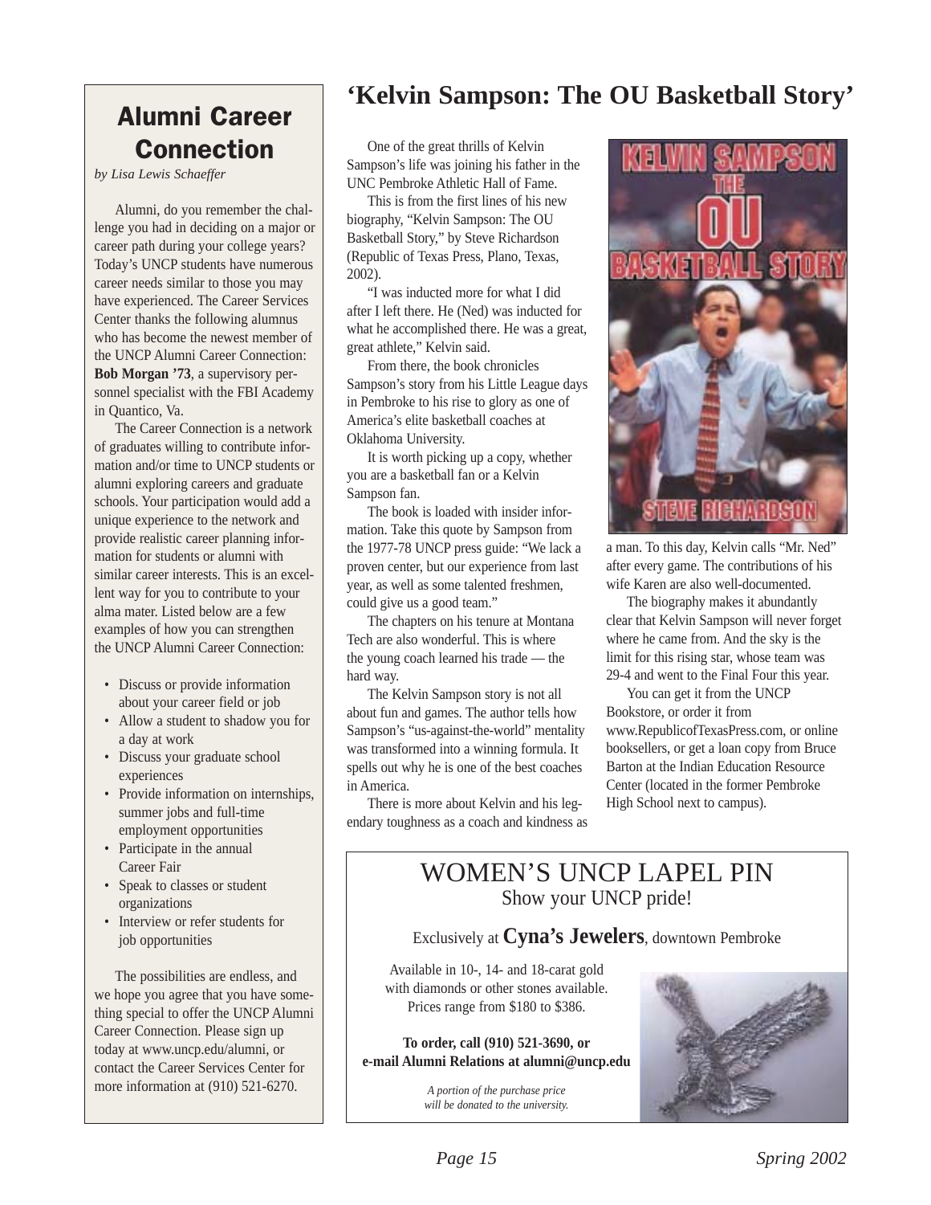# Alumni Career Connection

*by Lisa Lewis Schaeffer*

Alumni, do you remember the challenge you had in deciding on a major or career path during your college years? Today's UNCP students have numerous career needs similar to those you may have experienced. The Career Services Center thanks the following alumnus who has become the newest member of the UNCP Alumni Career Connection: **Bob Morgan '73**, a supervisory personnel specialist with the FBI Academy in Quantico, Va.

The Career Connection is a network of graduates willing to contribute information and/or time to UNCP students or alumni exploring careers and graduate schools. Your participation would add a unique experience to the network and provide realistic career planning information for students or alumni with similar career interests. This is an excellent way for you to contribute to your alma mater. Listed below are a few examples of how you can strengthen the UNCP Alumni Career Connection:

- Discuss or provide information about your career field or job
- Allow a student to shadow you for a day at work
- Discuss your graduate school experiences
- Provide information on internships, summer jobs and full-time employment opportunities
- Participate in the annual Career Fair
- Speak to classes or student organizations
- Interview or refer students for job opportunities

The possibilities are endless, and we hope you agree that you have something special to offer the UNCP Alumni Career Connection. Please sign up today at www.uncp.edu/alumni, or contact the Career Services Center for more information at (910) 521-6270.

# 'Kelvin Sampson: The OU Basketball Story'

One of the great thrills of Kelvin Sampson's life was joining his father in the UNC Pembroke Athletic Hall of Fame.

This is from the first lines of his new biography, "Kelvin Sampson: The OU Basketball Story," by Steve Richardson (Republic of Texas Press, Plano, Texas, 2002).

"I was inducted more for what I did after I left there. He (Ned) was inducted for what he accomplished there. He was a great, great athlete," Kelvin said.

From there, the book chronicles Sampson's story from his Little League days in Pembroke to his rise to glory as one of America's elite basketball coaches at Oklahoma University.

It is worth picking up a copy, whether you are a basketball fan or a Kelvin Sampson fan.

The book is loaded with insider information. Take this quote by Sampson from the 1977-78 UNCP press guide: "We lack a proven center, but our experience from last year, as well as some talented freshmen, could give us a good team."

The chapters on his tenure at Montana Tech are also wonderful. This is where the young coach learned his trade — the hard way.

The Kelvin Sampson story is not all about fun and games. The author tells how Sampson's "us-against-the-world" mentality was transformed into a winning formula. It spells out why he is one of the best coaches in America.

There is more about Kelvin and his legendary toughness as a coach and kindness as a man. To this day, Kelvin calls "Mr. Ned" after every game. The contributions of his wife Karen are also well-documented.

The biography makes it abundantly clear that Kelvin Sampson will never forget where he came from. And the sky is the limit for this rising star, whose team was 29-4 and went to the Final Four this year.

You can get it from the UNCP Bookstore, or order it from www.RepublicofTexasPress.com, or online booksellers, or get a loan copy from Bruce Barton at the Indian Education Resource Center (located in the former Pembroke High School next to campus).

## WOMEN'S UNCP LAPEL PIN

Show your UNCP pride!

Exclusively at **Cyna's Jewelers**, downtown Pembroke

Available in 10-, 14- and 18-carat gold with diamonds or other stones available. Prices range from $180 to $386.

**To order, call (910) 521-3690, or e-mail Alumni Relations at alumni@uncp.edu**

*A portion of the purchase price will be donated to the university.*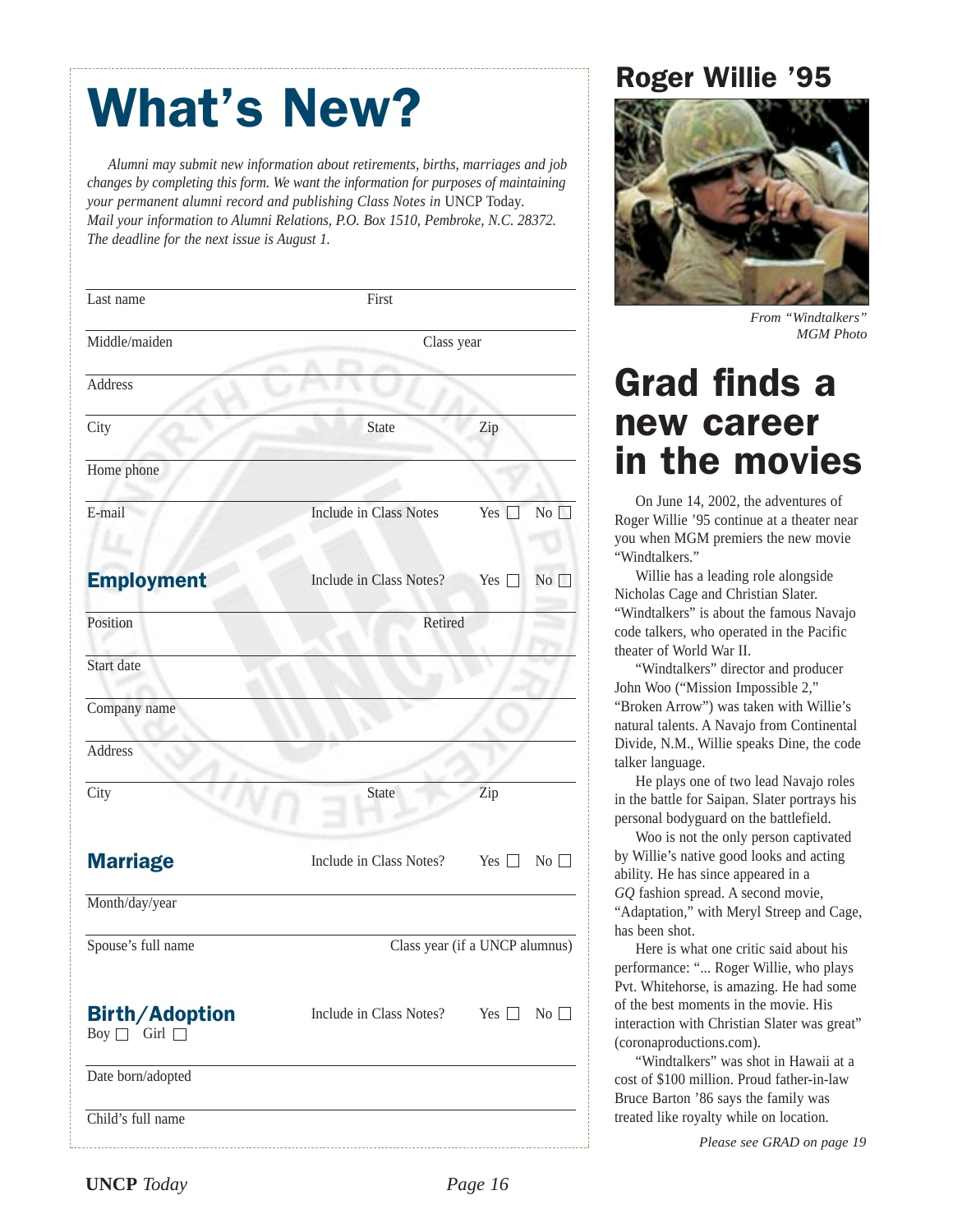# What's New?

*Alumni may submit new information about retirements, births, marriages and job changes by completing this form. We want the information for purposes of maintaining your permanent alumni record and publishing Class Notes in* UNCP Today*. Mail your information to Alumni Relations, P.O. Box 1510, Pembroke, N.C. 28372. The deadline for the next issue is August 1.*

Last name First

Middle/maiden Class year

Address

City State Zip

Home phone

E-mail Include in Class Notes Yes ☐ No ☐

## Employment

Include in Class Notes? Yes ☐ No ☐

Position Retired

Start date

Company name

Address

City State Zip

## Marriage

Include in Class Notes? Yes ☐ No ☐

Month/day/year

Spouse's full name Class year (if a UNCP alumnus)

## Birth/Adoption

Boy ☐ Girl ☐

Include in Class Notes? Yes ☐ No ☐

Date born/adopted

Child's full name

## Roger Willie '95

*From "Windtalkers" MGM Photo*

# Grad finds a new career in the movies

On June 14, 2002, the adventures of Roger Willie '95 continue at a theater near you when MGM premiers the new movie "Windtalkers."

Willie has a leading role alongside Nicholas Cage and Christian Slater. "Windtalkers" is about the famous Navajo code talkers, who operated in the Pacific theater of World War II.

"Windtalkers" director and producer John Woo ("Mission Impossible 2," "Broken Arrow") was taken with Willie's natural talents. A Navajo from Continental Divide, N.M., Willie speaks Dine, the code talker language.

He plays one of two lead Navajo roles in the battle for Saipan. Slater portrays his personal bodyguard on the battlefield.

Woo is not the only person captivated by Willie's native good looks and acting ability. He has since appeared in a *GQ* fashion spread. A second movie, "Adaptation," with Meryl Streep and Cage, has been shot.

Here is what one critic said about his performance: "... Roger Willie, who plays Pvt. Whitehorse, is amazing. He had some of the best moments in the movie. His interaction with Christian Slater was great" (coronaproductions.com).

"Windtalkers" was shot in Hawaii at a cost of $100 million. Proud father-in-law Bruce Barton '86 says the family was treated like royalty while on location.

*Please see GRAD on page 19*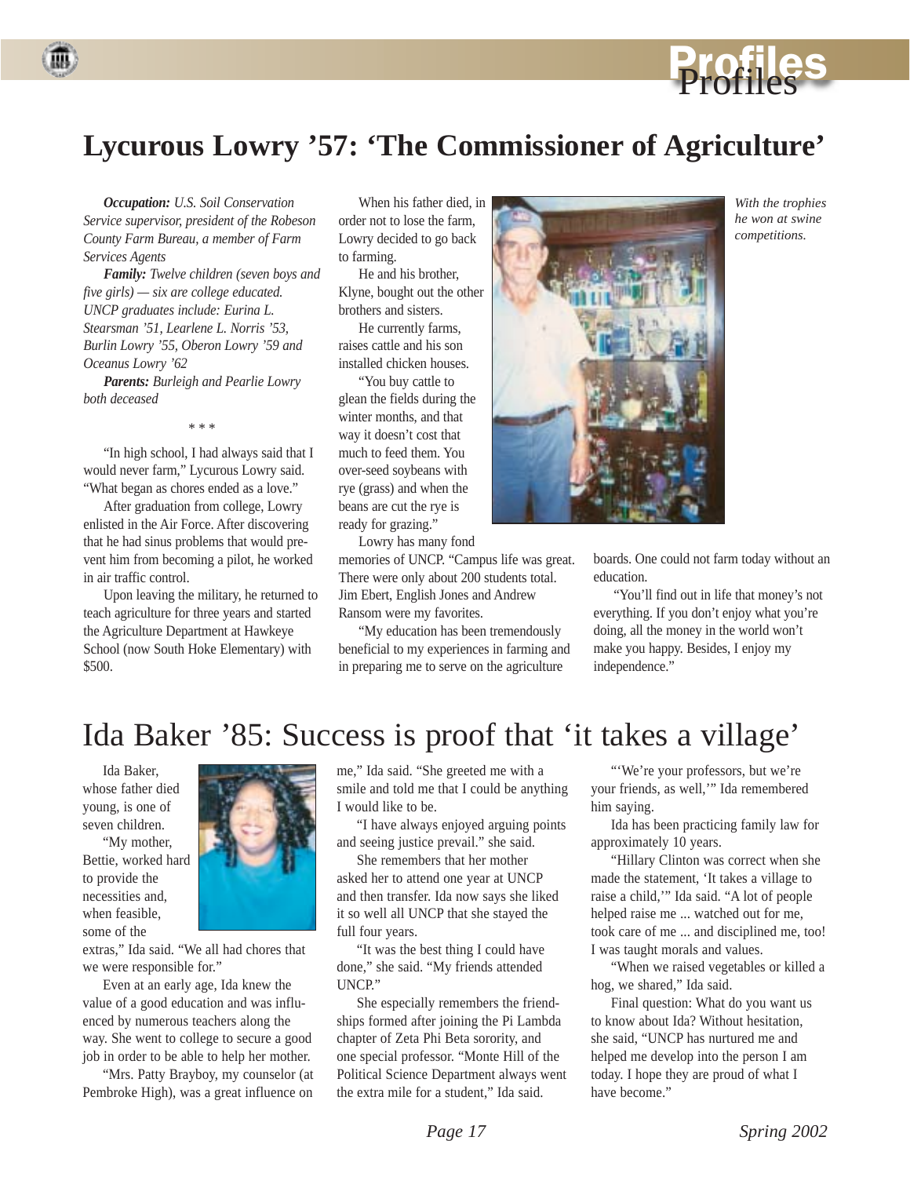# Lycurous Lowry '57: 'The Commissioner of Agriculture'

***Occupation:*** *U.S. Soil Conservation Service supervisor, president of the Robeson County Farm Bureau, a member of Farm Services Agents*

***Family:*** *Twelve children (seven boys and five girls) — six are college educated. UNCP graduates include: Eurina L. Stearsman '51, Learlene L. Norris '53, Burlin Lowry '55, Oberon Lowry '59 and Oceanus Lowry '62*

***Parents:*** *Burleigh and Pearlie Lowry both deceased*

\* \* \*

"In high school, I had always said that I would never farm," Lycurous Lowry said. "What began as chores ended as a love."

After graduation from college, Lowry enlisted in the Air Force. After discovering that he had sinus problems that would prevent him from becoming a pilot, he worked in air traffic control.

Upon leaving the military, he returned to teach agriculture for three years and started the Agriculture Department at Hawkeye School (now South Hoke Elementary) with $500.

When his father died, in order not to lose the farm, Lowry decided to go back to farming.

He and his brother, Klyne, bought out the other brothers and sisters.

He currently farms, raises cattle and his son installed chicken houses.

"You buy cattle to glean the fields during the winter months, and that way it doesn't cost that much to feed them. You over-seed soybeans with rye (grass) and when the beans are cut the rye is ready for grazing."

*With the trophies he won at swine competitions.*

Lowry has many fond memories of UNCP. "Campus life was great. There were only about 200 students total. Jim Ebert, English Jones and Andrew Ransom were my favorites.

"My education has been tremendously beneficial to my experiences in farming and in preparing me to serve on the agriculture boards. One could not farm today without an education.

"You'll find out in life that money's not everything. If you don't enjoy what you're doing, all the money in the world won't make you happy. Besides, I enjoy my independence."

# Ida Baker '85: Success is proof that 'it takes a village'

Ida Baker, whose father died young, is one of seven children.

"My mother, Bettie, worked hard to provide the necessities and, when feasible, some of the extras," Ida said. "We all had chores that we were responsible for."

Even at an early age, Ida knew the value of a good education and was influenced by numerous teachers along the way. She went to college to secure a good job in order to be able to help her mother.

"Mrs. Patty Brayboy, my counselor (at Pembroke High), was a great influence on me," Ida said. "She greeted me with a smile and told me that I could be anything I would like to be.

"I have always enjoyed arguing points and seeing justice prevail." she said.

She remembers that her mother asked her to attend one year at UNCP and then transfer. Ida now says she liked it so well all UNCP that she stayed the full four years.

"It was the best thing I could have done," she said. "My friends attended UNCP."

She especially remembers the friendships formed after joining the Pi Lambda chapter of Zeta Phi Beta sorority, and one special professor. "Monte Hill of the Political Science Department always went the extra mile for a student," Ida said.

"'We're your professors, but we're your friends, as well,'" Ida remembered him saying.

Ida has been practicing family law for approximately 10 years.

"Hillary Clinton was correct when she made the statement, 'It takes a village to raise a child,'" Ida said. "A lot of people helped raise me ... watched out for me, took care of me ... and disciplined me, too! I was taught morals and values.

"When we raised vegetables or killed a hog, we shared," Ida said.

Final question: What do you want us to know about Ida? Without hesitation, she said, "UNCP has nurtured me and helped me develop into the person I am today. I hope they are proud of what I have become."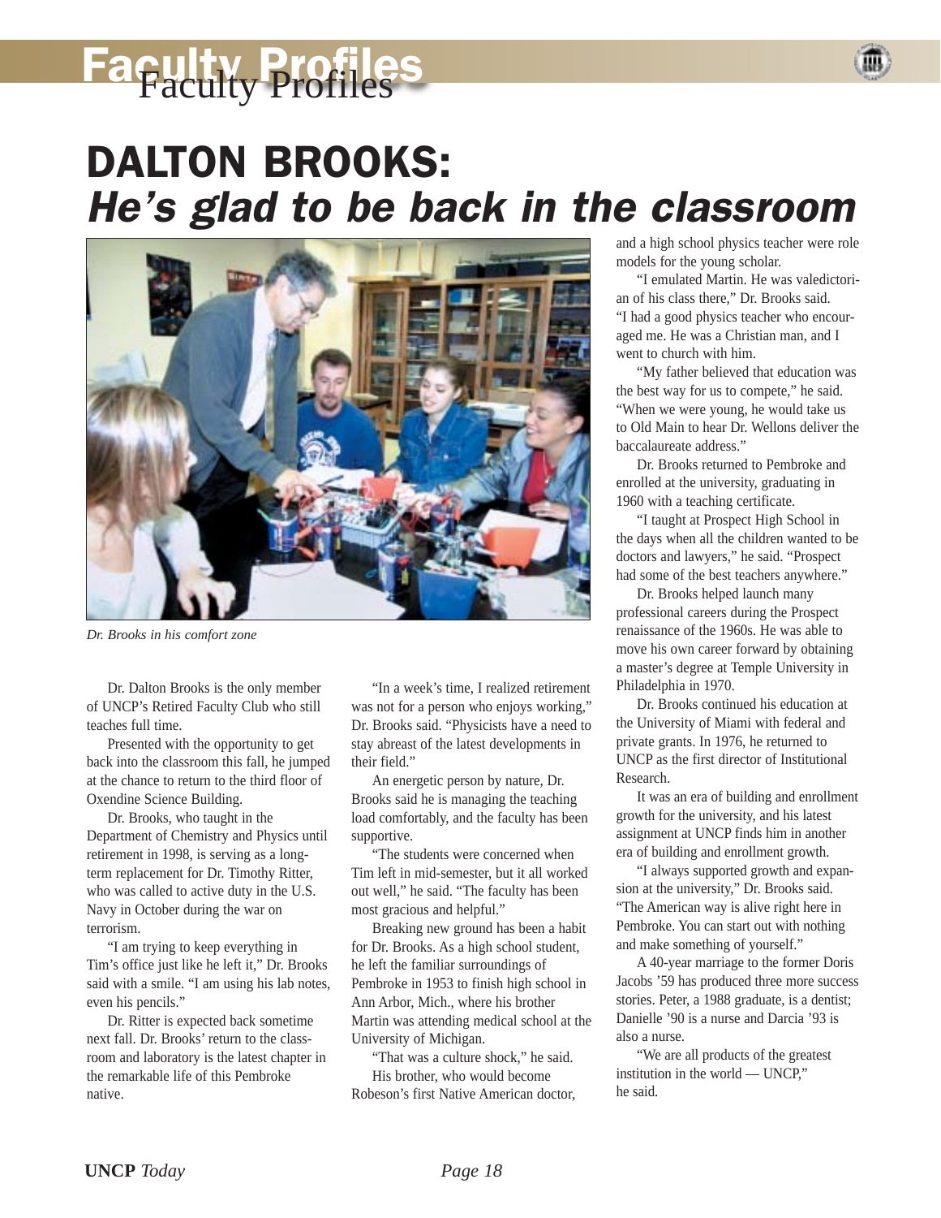# Faculty Profiles

# DALTON BROOKS: *He's glad to be back in the classroom*

*Dr. Brooks in his comfort zone*

Dr. Dalton Brooks is the only member of UNCP's Retired Faculty Club who still teaches full time.

Presented with the opportunity to get back into the classroom this fall, he jumped at the chance to return to the third floor of Oxendine Science Building.

Dr. Brooks, who taught in the Department of Chemistry and Physics until retirement in 1998, is serving as a long-term replacement for Dr. Timothy Ritter, who was called to active duty in the U.S. Navy in October during the war on terrorism.

"I am trying to keep everything in Tim's office just like he left it," Dr. Brooks said with a smile. "I am using his lab notes, even his pencils."

Dr. Ritter is expected back sometime next fall. Dr. Brooks' return to the classroom and laboratory is the latest chapter in the remarkable life of this Pembroke native.

"In a week's time, I realized retirement was not for a person who enjoys working," Dr. Brooks said. "Physicists have a need to stay abreast of the latest developments in their field."

An energetic person by nature, Dr. Brooks said he is managing the teaching load comfortably, and the faculty has been supportive.

"The students were concerned when Tim left in mid-semester, but it all worked out well," he said. "The faculty has been most gracious and helpful."

Breaking new ground has been a habit for Dr. Brooks. As a high school student, he left the familiar surroundings of Pembroke in 1953 to finish high school in Ann Arbor, Mich., where his brother Martin was attending medical school at the University of Michigan.

"That was a culture shock," he said.

His brother, who would become Robeson's first Native American doctor, and a high school physics teacher were role models for the young scholar.

"I emulated Martin. He was valedictorian of his class there," Dr. Brooks said. "I had a good physics teacher who encouraged me. He was a Christian man, and I went to church with him.

"My father believed that education was the best way for us to compete," he said. "When we were young, he would take us to Old Main to hear Dr. Wellons deliver the baccalaureate address."

Dr. Brooks returned to Pembroke and enrolled at the university, graduating in 1960 with a teaching certificate.

"I taught at Prospect High School in the days when all the children wanted to be doctors and lawyers," he said. "Prospect had some of the best teachers anywhere."

Dr. Brooks helped launch many professional careers during the Prospect renaissance of the 1960s. He was able to move his own career forward by obtaining a master's degree at Temple University in Philadelphia in 1970.

Dr. Brooks continued his education at the University of Miami with federal and private grants. In 1976, he returned to UNCP as the first director of Institutional Research.

It was an era of building and enrollment growth for the university, and his latest assignment at UNCP finds him in another era of building and enrollment growth.

"I always supported growth and expansion at the university," Dr. Brooks said. "The American way is alive right here in Pembroke. You can start out with nothing and make something of yourself."

A 40-year marriage to the former Doris Jacobs '59 has produced three more success stories. Peter, a 1988 graduate, is a dentist; Danielle '90 is a nurse and Darcia '93 is also a nurse.

"We are all products of the greatest institution in the world — UNCP," he said.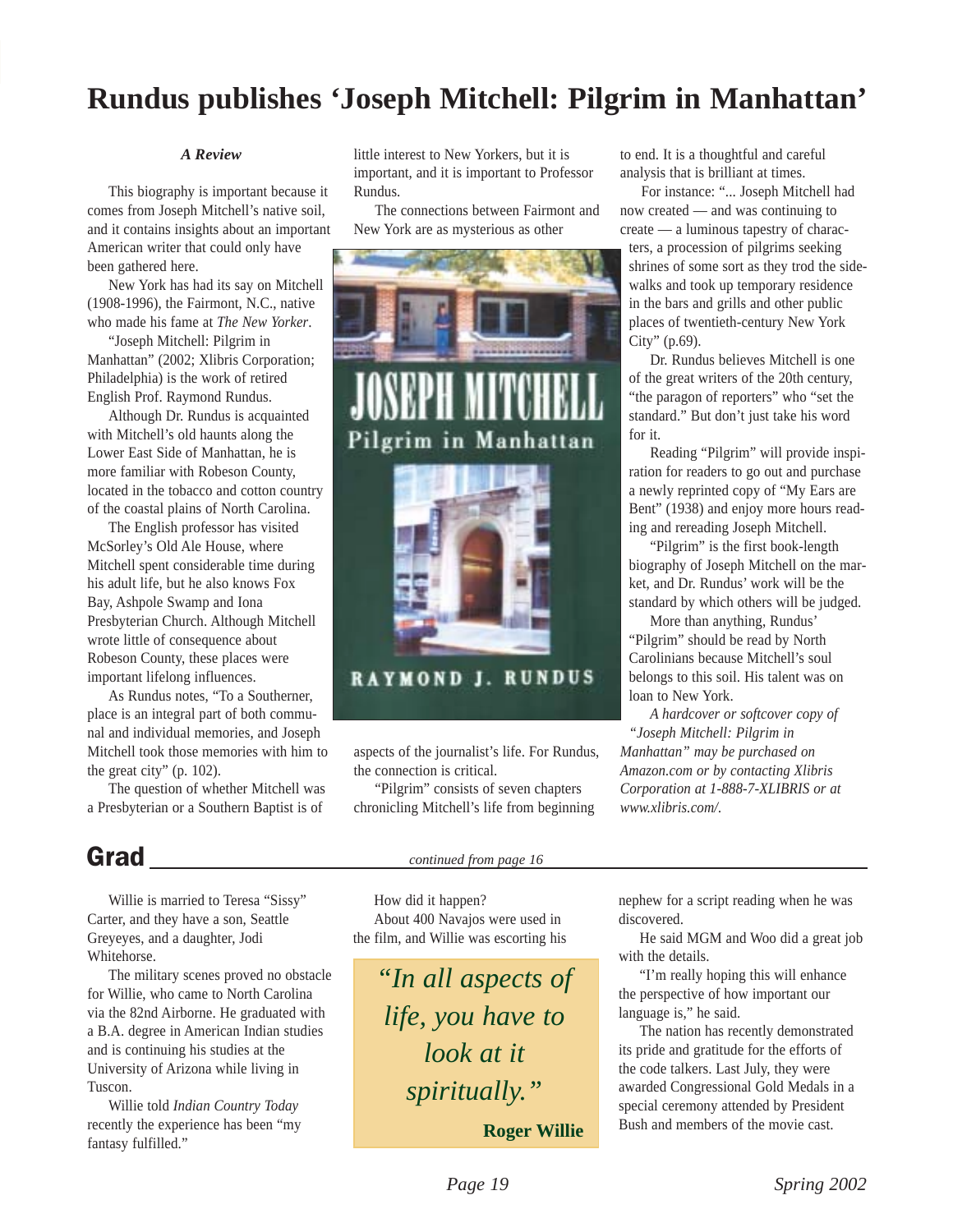# Rundus publishes 'Joseph Mitchell: Pilgrim in Manhattan'

***A Review***

This biography is important because it comes from Joseph Mitchell's native soil, and it contains insights about an important American writer that could only have been gathered here.

New York has had its say on Mitchell (1908-1996), the Fairmont, N.C., native who made his fame at *The New Yorker*.

"Joseph Mitchell: Pilgrim in Manhattan" (2002; Xlibris Corporation; Philadelphia) is the work of retired English Prof. Raymond Rundus.

Although Dr. Rundus is acquainted with Mitchell's old haunts along the Lower East Side of Manhattan, he is more familiar with Robeson County, located in the tobacco and cotton country of the coastal plains of North Carolina.

The English professor has visited McSorley's Old Ale House, where Mitchell spent considerable time during his adult life, but he also knows Fox Bay, Ashpole Swamp and Iona Presbyterian Church. Although Mitchell wrote little of consequence about Robeson County, these places were important lifelong influences.

As Rundus notes, "To a Southerner, place is an integral part of both communal and individual memories, and Joseph Mitchell took those memories with him to the great city" (p. 102).

The question of whether Mitchell was a Presbyterian or a Southern Baptist is of little interest to New Yorkers, but it is important, and it is important to Professor Rundus.

The connections between Fairmont and New York are as mysterious as other aspects of the journalist's life. For Rundus, the connection is critical.

"Pilgrim" consists of seven chapters chronicling Mitchell's life from beginning to end. It is a thoughtful and careful analysis that is brilliant at times.

For instance: "... Joseph Mitchell had now created — and was continuing to create — a luminous tapestry of characters, a procession of pilgrims seeking shrines of some sort as they trod the sidewalks and took up temporary residence in the bars and grills and other public places of twentieth-century New York City" (p.69).

Dr. Rundus believes Mitchell is one of the great writers of the 20th century, "the paragon of reporters" who "set the standard." But don't just take his word for it.

Reading "Pilgrim" will provide inspiration for readers to go out and purchase a newly reprinted copy of "My Ears are Bent" (1938) and enjoy more hours reading and rereading Joseph Mitchell.

"Pilgrim" is the first book-length biography of Joseph Mitchell on the market, and Dr. Rundus' work will be the standard by which others will be judged.

More than anything, Rundus' "Pilgrim" should be read by North Carolinians because Mitchell's soul belongs to this soil. His talent was on loan to New York.

*A hardcover or softcover copy of "Joseph Mitchell: Pilgrim in Manhattan" may be purchased on Amazon.com or by contacting Xlibris Corporation at 1-888-7-XLIBRIS or at www.xlibris.com/.*

## Grad

*continued from page 16*

Willie is married to Teresa "Sissy" Carter, and they have a son, Seattle Greyeyes, and a daughter, Jodi Whitehorse.

The military scenes proved no obstacle for Willie, who came to North Carolina via the 82nd Airborne. He graduated with a B.A. degree in American Indian studies and is continuing his studies at the University of Arizona while living in Tuscon.

Willie told *Indian Country Today* recently the experience has been "my fantasy fulfilled."

How did it happen?

About 400 Navajos were used in the film, and Willie was escorting his nephew for a script reading when he was discovered.

He said MGM and Woo did a great job with the details.

"I'm really hoping this will enhance the perspective of how important our language is," he said.

The nation has recently demonstrated its pride and gratitude for the efforts of the code talkers. Last July, they were awarded Congressional Gold Medals in a special ceremony attended by President Bush and members of the movie cast.

> *"In all aspects of life, you have to look at it spiritually."*
>
> **Roger Willie**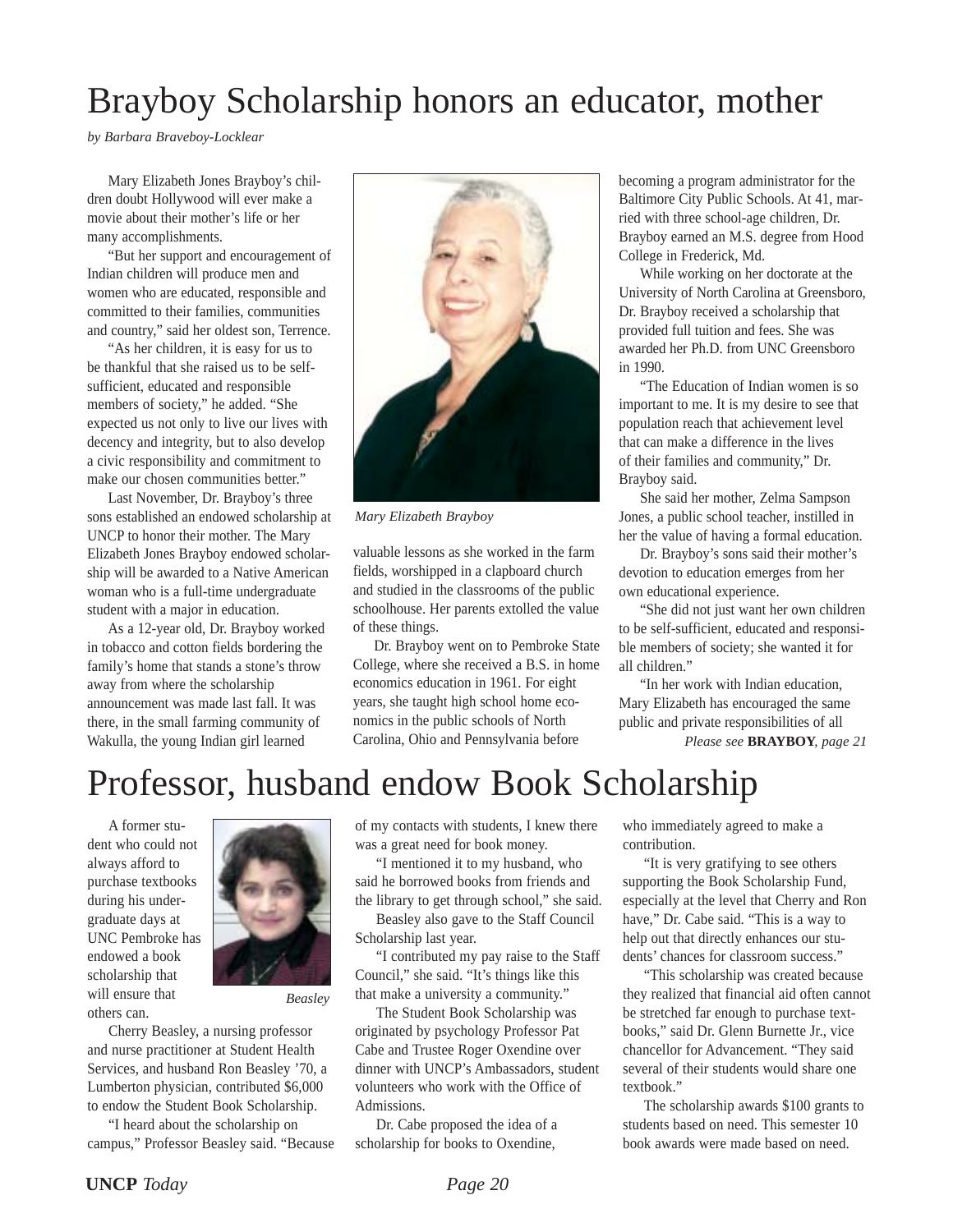# Brayboy Scholarship honors an educator, mother

*by Barbara Braveboy-Locklear*

Mary Elizabeth Jones Brayboy's children doubt Hollywood will ever make a movie about their mother's life or her many accomplishments.

"But her support and encouragement of Indian children will produce men and women who are educated, responsible and committed to their families, communities and country," said her oldest son, Terrence.

"As her children, it is easy for us to be thankful that she raised us to be self-sufficient, educated and responsible members of society," he added. "She expected us not only to live our lives with decency and integrity, but to also develop a civic responsibility and commitment to make our chosen communities better."

Last November, Dr. Brayboy's three sons established an endowed scholarship at UNCP to honor their mother. The Mary Elizabeth Jones Brayboy endowed scholarship will be awarded to a Native American woman who is a full-time undergraduate student with a major in education.

As a 12-year old, Dr. Brayboy worked in tobacco and cotton fields bordering the family's home that stands a stone's throw away from where the scholarship announcement was made last fall. It was there, in the small farming community of Wakulla, the young Indian girl learned valuable lessons as she worked in the farm fields, worshipped in a clapboard church and studied in the classrooms of the public schoolhouse. Her parents extolled the value of these things.

*Mary Elizabeth Brayboy*

Dr. Brayboy went on to Pembroke State College, where she received a B.S. in home economics education in 1961. For eight years, she taught high school home economics in the public schools of North Carolina, Ohio and Pennsylvania before becoming a program administrator for the Baltimore City Public Schools. At 41, married with three school-age children, Dr. Brayboy earned an M.S. degree from Hood College in Frederick, Md.

While working on her doctorate at the University of North Carolina at Greensboro, Dr. Brayboy received a scholarship that provided full tuition and fees. She was awarded her Ph.D. from UNC Greensboro in 1990.

"The Education of Indian women is so important to me. It is my desire to see that population reach that achievement level that can make a difference in the lives of their families and community," Dr. Brayboy said.

She said her mother, Zelma Sampson Jones, a public school teacher, instilled in her the value of having a formal education.

Dr. Brayboy's sons said their mother's devotion to education emerges from her own educational experience.

"She did not just want her own children to be self-sufficient, educated and responsible members of society; she wanted it for all children."

"In her work with Indian education, Mary Elizabeth has encouraged the same public and private responsibilities of all

*Please see* **BRAYBOY**, *page 21*

# Professor, husband endow Book Scholarship

A former student who could not always afford to purchase textbooks during his undergraduate days at UNC Pembroke has endowed a book scholarship that will ensure that others can.

*Beasley*

Cherry Beasley, a nursing professor and nurse practitioner at Student Health Services, and husband Ron Beasley '70, a Lumberton physician, contributed $6,000 to endow the Student Book Scholarship.

"I heard about the scholarship on campus," Professor Beasley said. "Because of my contacts with students, I knew there was a great need for book money.

"I mentioned it to my husband, who said he borrowed books from friends and the library to get through school," she said.

Beasley also gave to the Staff Council Scholarship last year.

"I contributed my pay raise to the Staff Council," she said. "It's things like this that make a university a community."

The Student Book Scholarship was originated by psychology Professor Pat Cabe and Trustee Roger Oxendine over dinner with UNCP's Ambassadors, student volunteers who work with the Office of Admissions.

Dr. Cabe proposed the idea of a scholarship for books to Oxendine, who immediately agreed to make a contribution.

"It is very gratifying to see others supporting the Book Scholarship Fund, especially at the level that Cherry and Ron have," Dr. Cabe said. "This is a way to help out that directly enhances our students' chances for classroom success."

"This scholarship was created because they realized that financial aid often cannot be stretched far enough to purchase textbooks," said Dr. Glenn Burnette Jr., vice chancellor for Advancement. "They said several of their students would share one textbook."

The scholarship awards $100 grants to students based on need. This semester 10 book awards were made based on need.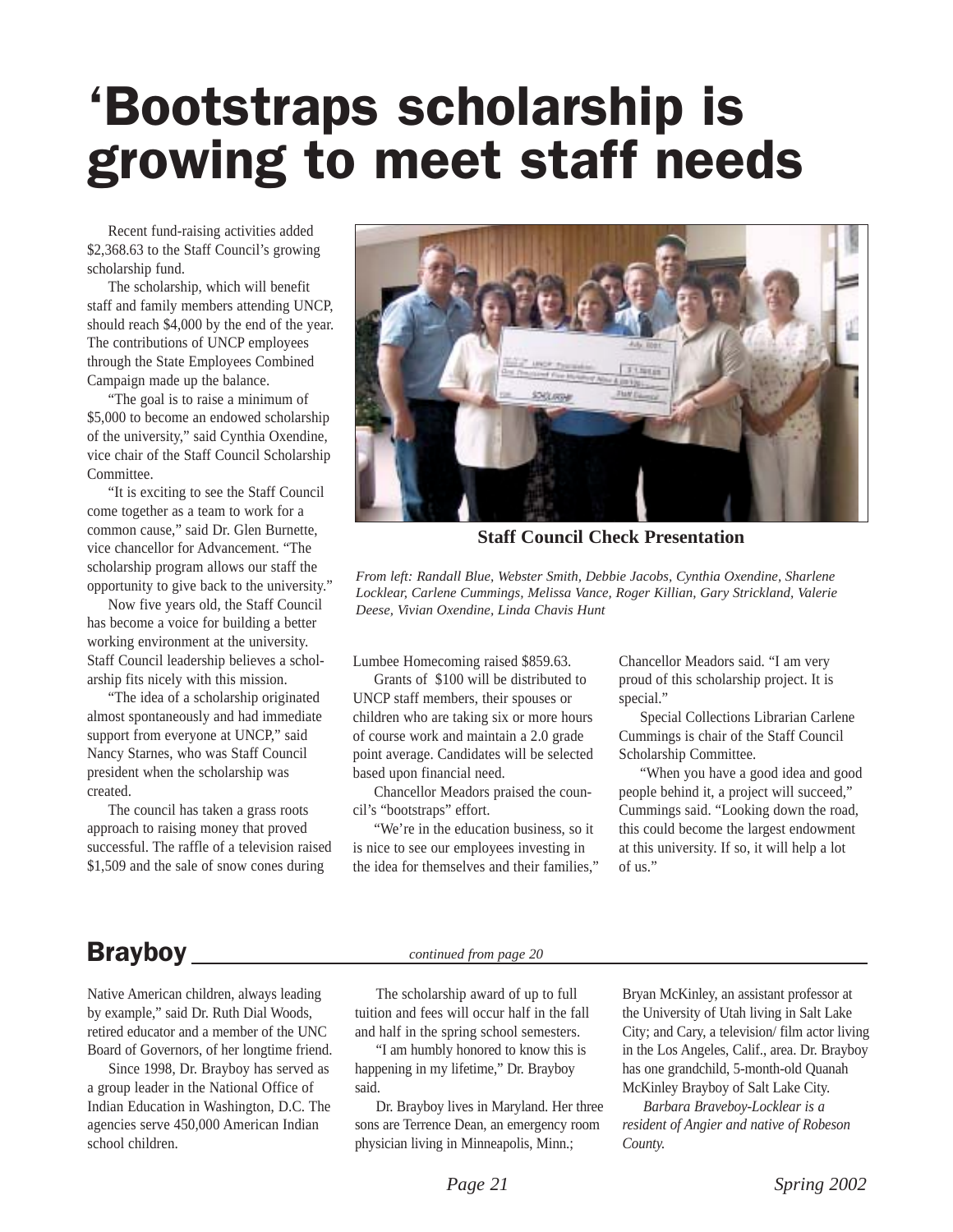# 'Bootstraps scholarship is growing to meet staff needs

Recent fund-raising activities added $2,368.63 to the Staff Council's growing scholarship fund.

The scholarship, which will benefit staff and family members attending UNCP, should reach $4,000 by the end of the year. The contributions of UNCP employees through the State Employees Combined Campaign made up the balance.

"The goal is to raise a minimum of $5,000 to become an endowed scholarship of the university," said Cynthia Oxendine, vice chair of the Staff Council Scholarship Committee.

"It is exciting to see the Staff Council come together as a team to work for a common cause," said Dr. Glen Burnette, vice chancellor for Advancement. "The scholarship program allows our staff the opportunity to give back to the university."

Now five years old, the Staff Council has become a voice for building a better working environment at the university. Staff Council leadership believes a scholarship fits nicely with this mission.

"The idea of a scholarship originated almost spontaneously and had immediate support from everyone at UNCP," said Nancy Starnes, who was Staff Council president when the scholarship was created.

The council has taken a grass roots approach to raising money that proved successful. The raffle of a television raised $1,509 and the sale of snow cones during Lumbee Homecoming raised $859.63.

**Staff Council Check Presentation**

*From left: Randall Blue, Webster Smith, Debbie Jacobs, Cynthia Oxendine, Sharlene Locklear, Carlene Cummings, Melissa Vance, Roger Killian, Gary Strickland, Valerie Deese, Vivian Oxendine, Linda Chavis Hunt*

Grants of $100 will be distributed to UNCP staff members, their spouses or children who are taking six or more hours of course work and maintain a 2.0 grade point average. Candidates will be selected based upon financial need.

Chancellor Meadors praised the council's "bootstraps" effort.

"We're in the education business, so it is nice to see our employees investing in the idea for themselves and their families," Chancellor Meadors said. "I am very proud of this scholarship project. It is special."

Special Collections Librarian Carlene Cummings is chair of the Staff Council Scholarship Committee.

"When you have a good idea and good people behind it, a project will succeed," Cummings said. "Looking down the road, this could become the largest endowment at this university. If so, it will help a lot of us."

## Brayboy

*continued from page 20*

Native American children, always leading by example," said Dr. Ruth Dial Woods, retired educator and a member of the UNC Board of Governors, of her longtime friend.

Since 1998, Dr. Brayboy has served as a group leader in the National Office of Indian Education in Washington, D.C. The agencies serve 450,000 American Indian school children.

The scholarship award of up to full tuition and fees will occur half in the fall and half in the spring school semesters.

"I am humbly honored to know this is happening in my lifetime," Dr. Brayboy said.

Dr. Brayboy lives in Maryland. Her three sons are Terrence Dean, an emergency room physician living in Minneapolis, Minn.; Bryan McKinley, an assistant professor at the University of Utah living in Salt Lake City; and Cary, a television/ film actor living in the Los Angeles, Calif., area. Dr. Brayboy has one grandchild, 5-month-old Quanah McKinley Brayboy of Salt Lake City.

*Barbara Braveboy-Locklear is a resident of Angier and native of Robeson County.*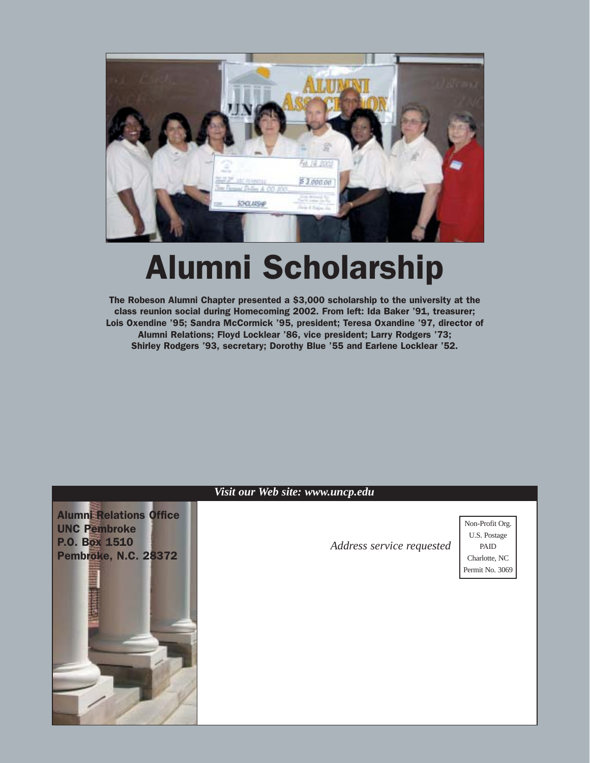# Alumni Scholarship

**The Robeson Alumni Chapter presented a $3,000 scholarship to the university at the class reunion social during Homecoming 2002. From left: Ida Baker '91, treasurer; Lois Oxendine '95; Sandra McCormick '95, president; Teresa Oxandine '97, director of Alumni Relations; Floyd Locklear '86, vice president; Larry Rodgers '73; Shirley Rodgers '93, secretary; Dorothy Blue '55 and Earlene Locklear '52.**

***Visit our Web site: www.uncp.edu***

**Alumni Relations Office**
**UNC Pembroke**
**P.O. Box 1510**
**Pembroke, N.C. 28372**

*Address service requested*

Non-Profit Org.
U.S. Postage
PAID
Charlotte, NC
Permit No. 3069